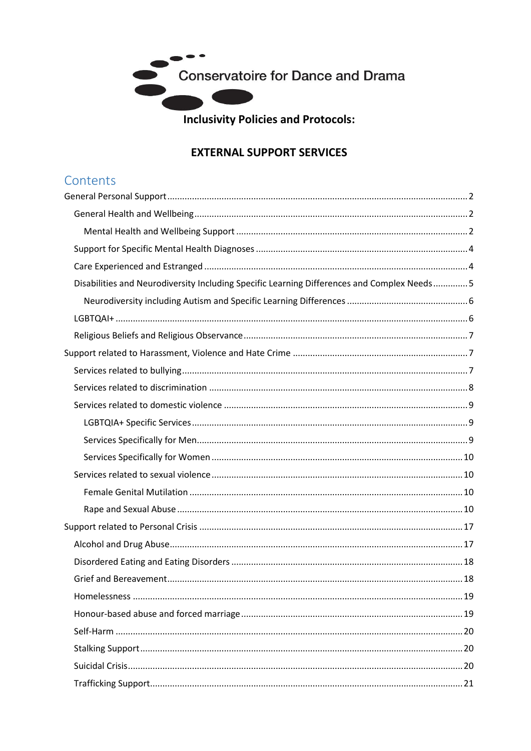Conservatoire for Dance and Drama

**Inclusivity Policies and Protocols:**

# EXTERNAL SUPPORT SERVICES

## Contents

- General Personal Support ..... 2
  - General Health and Wellbeing ..... 2
    - Mental Health and Wellbeing Support ..... 2
  - Support for Specific Mental Health Diagnoses ..... 4
  - Care Experienced and Estranged ..... 4
  - Disabilities and Neurodiversity Including Specific Learning Differences and Complex Needs ..... 5
    - Neurodiversity including Autism and Specific Learning Differences ..... 6
  - LGBTQAI+ ..... 6
  - Religious Beliefs and Religious Observance ..... 7
- Support related to Harassment, Violence and Hate Crime ..... 7
  - Services related to bullying ..... 7
  - Services related to discrimination ..... 8
  - Services related to domestic violence ..... 9
    - LGBTQIA+ Specific Services ..... 9
    - Services Specifically for Men ..... 9
    - Services Specifically for Women ..... 10
  - Services related to sexual violence ..... 10
    - Female Genital Mutilation ..... 10
    - Rape and Sexual Abuse ..... 10
- Support related to Personal Crisis ..... 17
  - Alcohol and Drug Abuse ..... 17
  - Disordered Eating and Eating Disorders ..... 18
  - Grief and Bereavement ..... 18
  - Homelessness ..... 19
  - Honour-based abuse and forced marriage ..... 19
  - Self-Harm ..... 20
  - Stalking Support ..... 20
  - Suicidal Crisis ..... 20
  - Trafficking Support ..... 21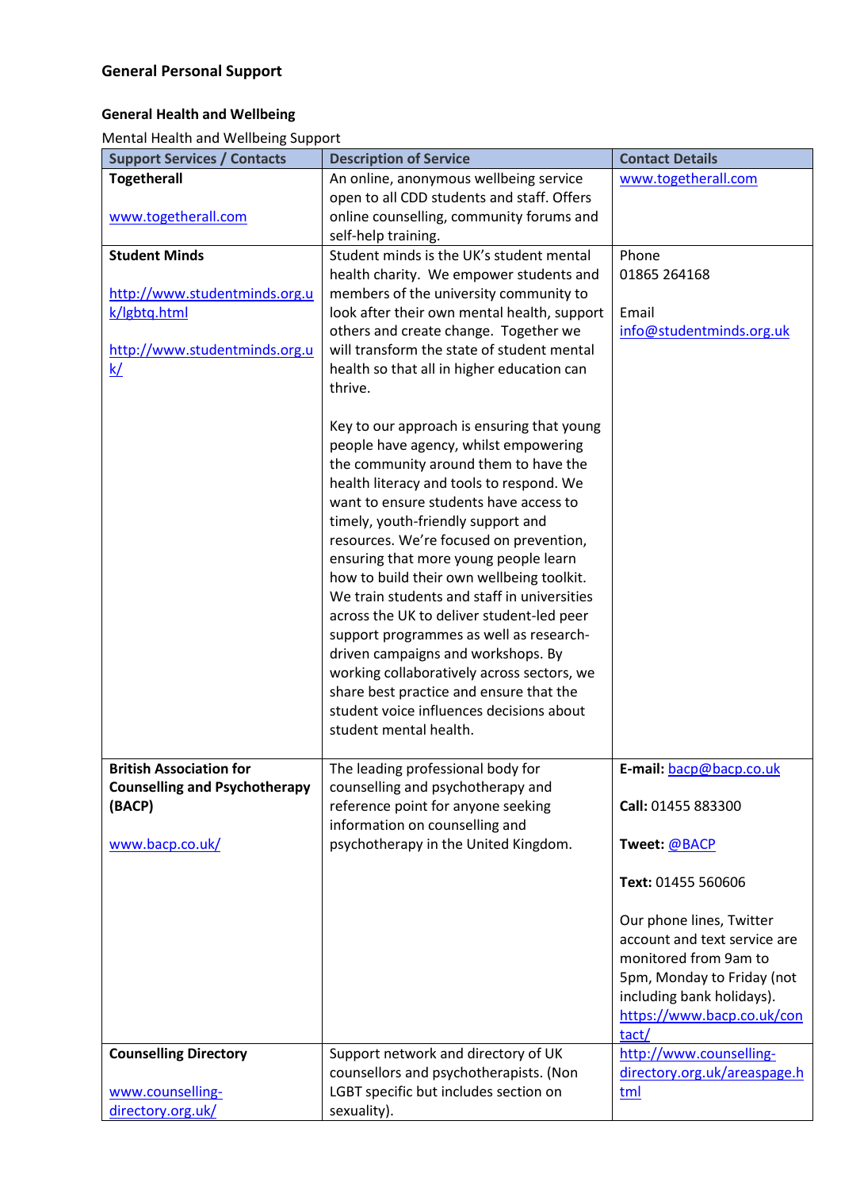## General Personal Support

### General Health and Wellbeing

Mental Health and Wellbeing Support

| Support Services / Contacts | Description of Service | Contact Details |
|---|---|---|
| **Togetherall**<br><br>www.togetherall.com | An online, anonymous wellbeing service open to all CDD students and staff. Offers online counselling, community forums and self-help training. | www.togetherall.com |
| **Student Minds**<br><br>http://www.studentminds.org.uk/lgbtq.html<br><br>http://www.studentminds.org.uk/ | Student minds is the UK's student mental health charity. We empower students and members of the university community to look after their own mental health, support others and create change. Together we will transform the state of student mental health so that all in higher education can thrive.<br><br>Key to our approach is ensuring that young people have agency, whilst empowering the community around them to have the health literacy and tools to respond. We want to ensure students have access to timely, youth-friendly support and resources. We're focused on prevention, ensuring that more young people learn how to build their own wellbeing toolkit. We train students and staff in universities across the UK to deliver student-led peer support programmes as well as research-driven campaigns and workshops. By working collaboratively across sectors, we share best practice and ensure that the student voice influences decisions about student mental health. | Phone<br>01865 264168<br><br>Email<br>info@studentminds.org.uk |
| **British Association for Counselling and Psychotherapy (BACP)**<br><br>www.bacp.co.uk/ | The leading professional body for counselling and psychotherapy and reference point for anyone seeking information on counselling and psychotherapy in the United Kingdom. | **E-mail:** bacp@bacp.co.uk<br><br>**Call:** 01455 883300<br><br>**Tweet:** @BACP<br><br>**Text:** 01455 560606<br><br>Our phone lines, Twitter account and text service are monitored from 9am to 5pm, Monday to Friday (not including bank holidays).<br>https://www.bacp.co.uk/contact/ |
| **Counselling Directory**<br><br>www.counselling-directory.org.uk/ | Support network and directory of UK counsellors and psychotherapists. (Non LGBT specific but includes section on sexuality). | http://www.counselling-directory.org.uk/areaspage.html |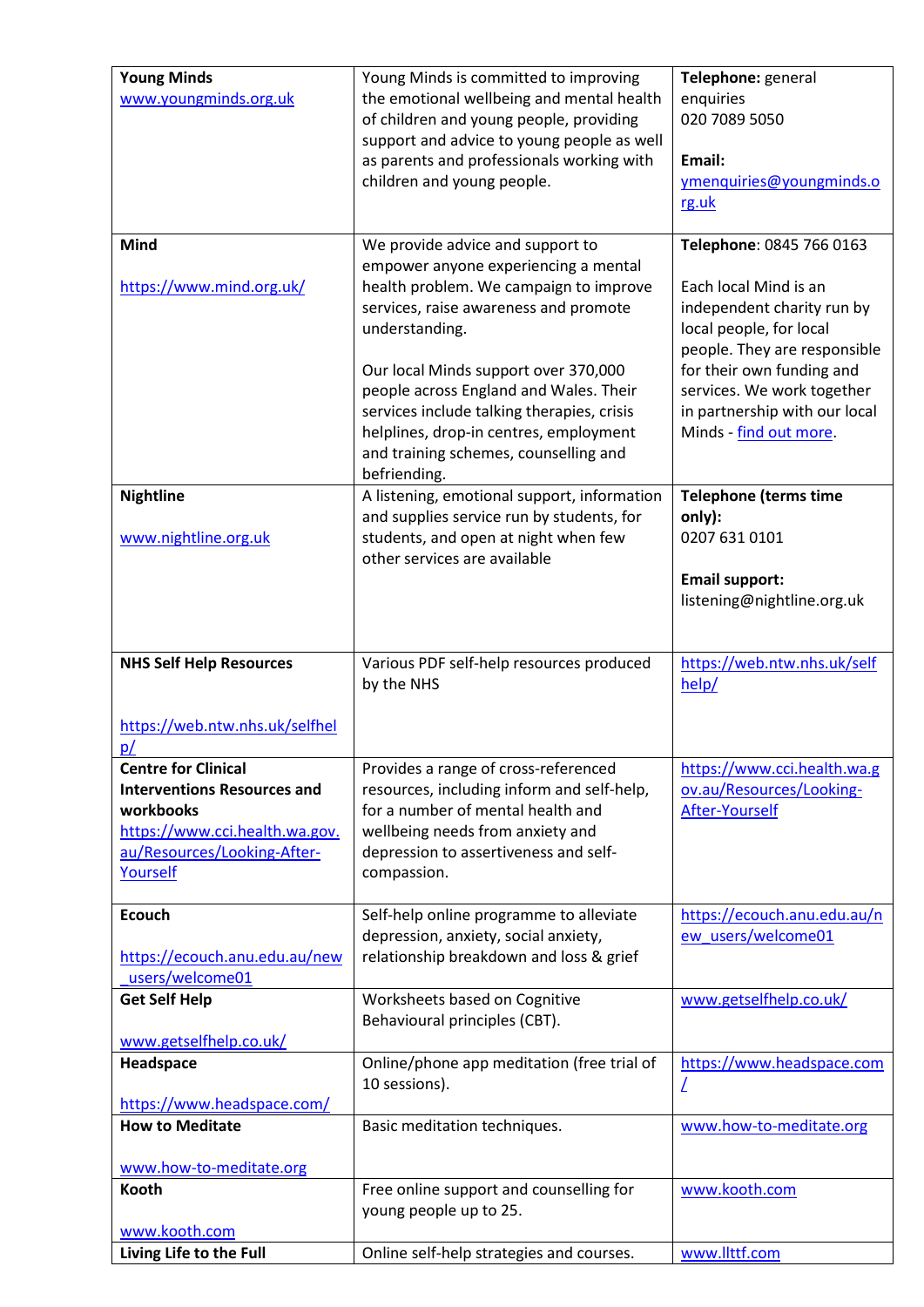| **Young Minds**<br>www.youngminds.org.uk | Young Minds is committed to improving the emotional wellbeing and mental health of children and young people, providing support and advice to young people as well as parents and professionals working with children and young people. | **Telephone:** general enquiries<br>020 7089 5050<br><br>**Email:**<br>ymenquiries@youngminds.org.uk |
|---|---|---|
| **Mind**<br><br>https://www.mind.org.uk/ | We provide advice and support to empower anyone experiencing a mental health problem. We campaign to improve services, raise awareness and promote understanding.<br><br>Our local Minds support over 370,000 people across England and Wales. Their services include talking therapies, crisis helplines, drop-in centres, employment and training schemes, counselling and befriending. | **Telephone**: 0845 766 0163<br><br>Each local Mind is an independent charity run by local people, for local people. They are responsible for their own funding and services. We work together in partnership with our local Minds - find out more. |
| **Nightline**<br><br>www.nightline.org.uk | A listening, emotional support, information and supplies service run by students, for students, and open at night when few other services are available | **Telephone (terms time only):**<br>0207 631 0101<br><br>**Email support:**<br>listening@nightline.org.uk |
| **NHS Self Help Resources**<br><br>https://web.ntw.nhs.uk/selfhelp/ | Various PDF self-help resources produced by the NHS | https://web.ntw.nhs.uk/selfhelp/ |
| **Centre for Clinical Interventions Resources and workbooks**<br>https://www.cci.health.wa.gov.au/Resources/Looking-After-Yourself | Provides a range of cross-referenced resources, including inform and self-help, for a number of mental health and wellbeing needs from anxiety and depression to assertiveness and self-compassion. | https://www.cci.health.wa.gov.au/Resources/Looking-After-Yourself |
| **Ecouch**<br><br>https://ecouch.anu.edu.au/new_users/welcome01 | Self-help online programme to alleviate depression, anxiety, social anxiety, relationship breakdown and loss & grief | https://ecouch.anu.edu.au/new_users/welcome01 |
| **Get Self Help**<br><br>www.getselfhelp.co.uk/ | Worksheets based on Cognitive Behavioural principles (CBT). | www.getselfhelp.co.uk/ |
| **Headspace**<br><br>https://www.headspace.com/ | Online/phone app meditation (free trial of 10 sessions). | https://www.headspace.com/ |
| **How to Meditate**<br><br>www.how-to-meditate.org | Basic meditation techniques. | www.how-to-meditate.org |
| **Kooth**<br><br>www.kooth.com | Free online support and counselling for young people up to 25. | www.kooth.com |
| **Living Life to the Full** | Online self-help strategies and courses. | www.llttf.com |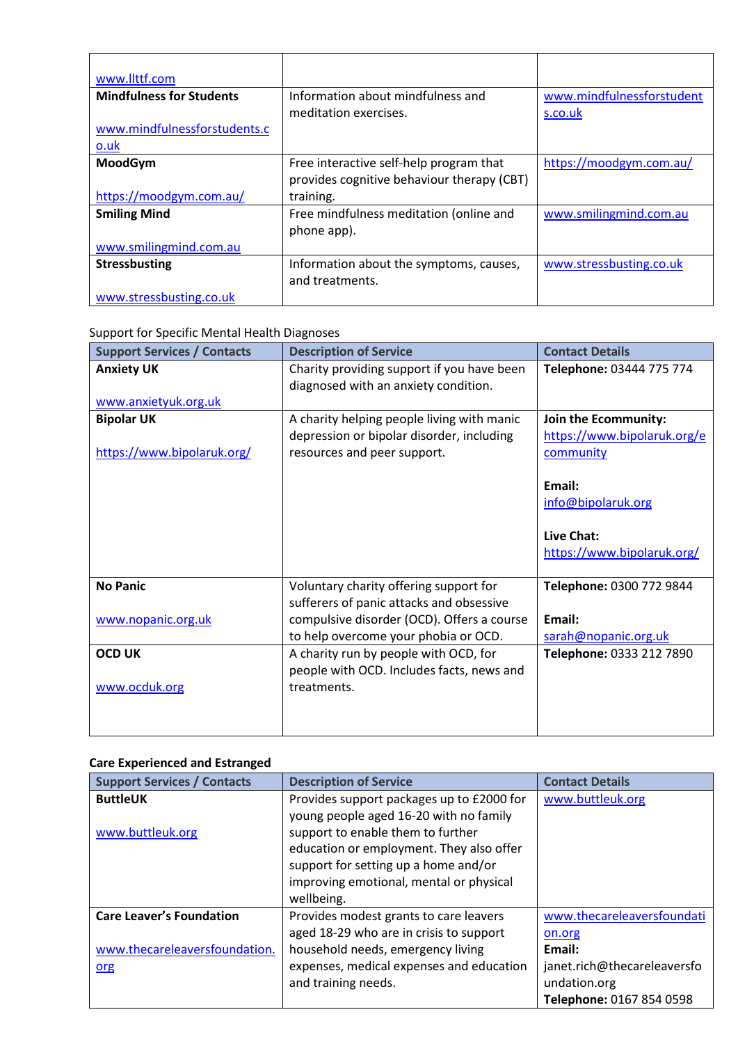| | | |
|---|---|---|
| www.llttf.com | | |
| **Mindfulness for Students**<br><br>www.mindfulnessforstudents.co.uk | Information about mindfulness and meditation exercises. | www.mindfulnessforstudents.co.uk |
| **MoodGym**<br><br>https://moodgym.com.au/ | Free interactive self-help program that provides cognitive behaviour therapy (CBT) training. | https://moodgym.com.au/ |
| **Smiling Mind**<br><br>www.smilingmind.com.au | Free mindfulness meditation (online and phone app). | www.smilingmind.com.au |
| **Stressbusting**<br><br>www.stressbusting.co.uk | Information about the symptoms, causes, and treatments. | www.stressbusting.co.uk |

Support for Specific Mental Health Diagnoses

| Support Services / Contacts | Description of Service | Contact Details |
|---|---|---|
| **Anxiety UK**<br><br>www.anxietyuk.org.uk | Charity providing support if you have been diagnosed with an anxiety condition. | **Telephone:** 03444 775 774 |
| **Bipolar UK**<br><br>https://www.bipolaruk.org/ | A charity helping people living with manic depression or bipolar disorder, including resources and peer support. | **Join the Ecommunity:** https://www.bipolaruk.org/ecommunity<br><br>**Email:** info@bipolaruk.org<br><br>**Live Chat:** https://www.bipolaruk.org/ |
| **No Panic**<br><br>www.nopanic.org.uk | Voluntary charity offering support for sufferers of panic attacks and obsessive compulsive disorder (OCD). Offers a course to help overcome your phobia or OCD. | **Telephone:** 0300 772 9844<br><br>**Email:** sarah@nopanic.org.uk |
| **OCD UK**<br><br>www.ocduk.org | A charity run by people with OCD, for people with OCD. Includes facts, news and treatments. | **Telephone:** 0333 212 7890 |

**Care Experienced and Estranged**

| Support Services / Contacts | Description of Service | Contact Details |
|---|---|---|
| **ButtleUK**<br><br>www.buttleuk.org | Provides support packages up to £2000 for young people aged 16-20 with no family support to enable them to further education or employment. They also offer support for setting up a home and/or improving emotional, mental or physical wellbeing. | www.buttleuk.org |
| **Care Leaver's Foundation**<br><br>www.thecareleaversfoundation.org | Provides modest grants to care leavers aged 18-29 who are in crisis to support household needs, emergency living expenses, medical expenses and education and training needs. | www.thecareleaversfoundation.org<br>**Email:** janet.rich@thecareleaversfoundation.org<br>**Telephone:** 0167 854 0598 |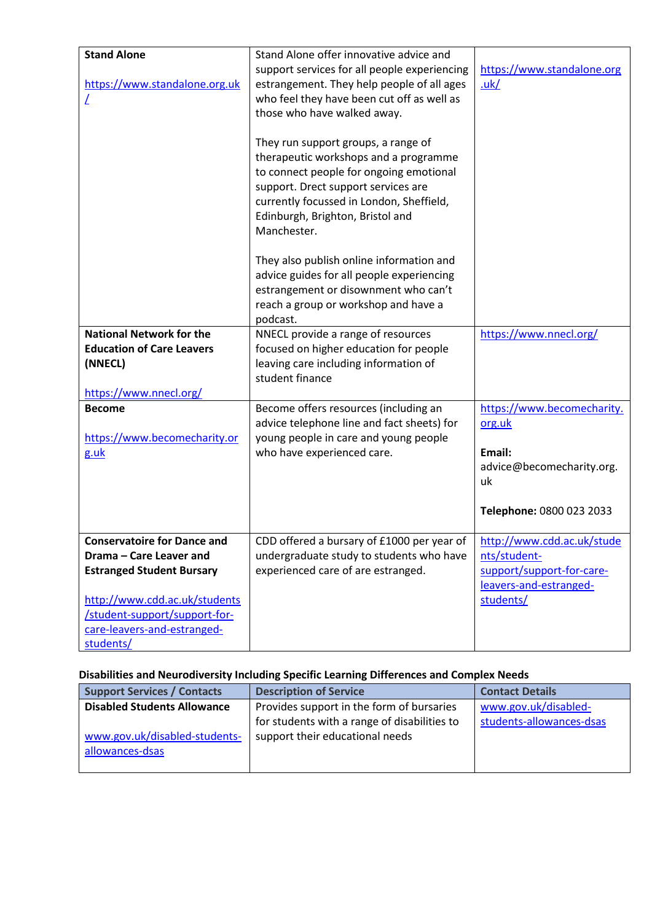| | | |
|---|---|---|
| **Stand Alone**<br><br>https://www.standalone.org.uk/ | Stand Alone offer innovative advice and support services for all people experiencing estrangement. They help people of all ages who feel they have been cut off as well as those who have walked away.<br><br>They run support groups, a range of therapeutic workshops and a programme to connect people for ongoing emotional support. Drect support services are currently focussed in London, Sheffield, Edinburgh, Brighton, Bristol and Manchester.<br><br>They also publish online information and advice guides for all people experiencing estrangement or disownment who can't reach a group or workshop and have a podcast. | https://www.standalone.org.uk/ |
| **National Network for the Education of Care Leavers (NNECL)**<br><br>https://www.nnecl.org/ | NNECL provide a range of resources focused on higher education for people leaving care including information of student finance | https://www.nnecl.org/ |
| **Become**<br><br>https://www.becomecharity.org.uk | Become offers resources (including an advice telephone line and fact sheets) for young people in care and young people who have experienced care. | https://www.becomecharity.org.uk<br><br>**Email:** advice@becomecharity.org.uk<br><br>**Telephone:** 0800 023 2033 |
| **Conservatoire for Dance and Drama – Care Leaver and Estranged Student Bursary**<br><br>http://www.cdd.ac.uk/students/student-support/support-for-care-leavers-and-estranged-students/ | CDD offered a bursary of £1000 per year of undergraduate study to students who have experienced care of are estranged. | http://www.cdd.ac.uk/students/student-support/support-for-care-leavers-and-estranged-students/ |

**Disabilities and Neurodiversity Including Specific Learning Differences and Complex Needs**

| Support Services / Contacts | Description of Service | Contact Details |
|---|---|---|
| **Disabled Students Allowance**<br><br>www.gov.uk/disabled-students-allowances-dsas | Provides support in the form of bursaries for students with a range of disabilities to support their educational needs | www.gov.uk/disabled-students-allowances-dsas |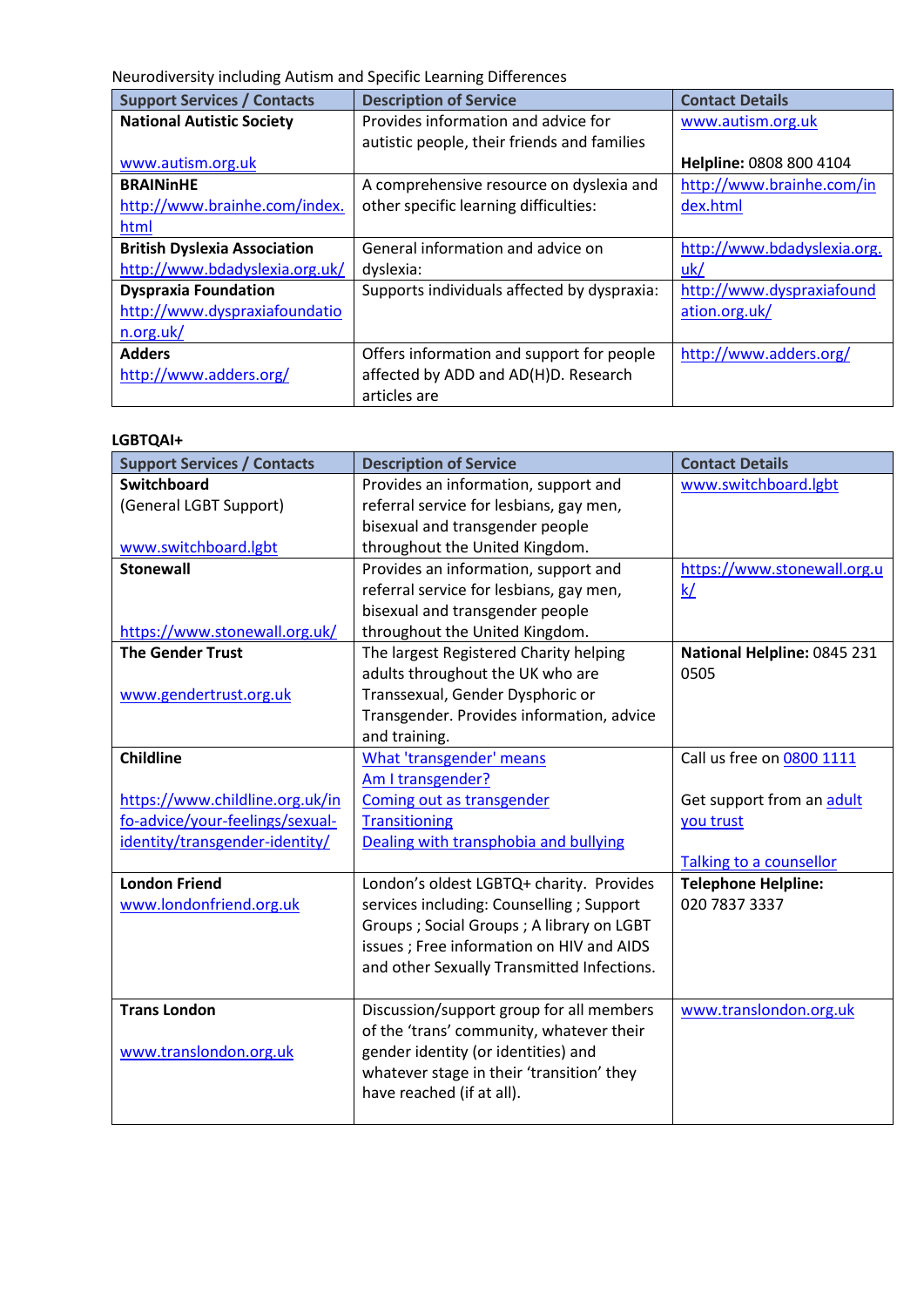Neurodiversity including Autism and Specific Learning Differences

| Support Services / Contacts | Description of Service | Contact Details |
|---|---|---|
| **National Autistic Society**<br><br>www.autism.org.uk | Provides information and advice for autistic people, their friends and families | www.autism.org.uk<br><br>**Helpline:** 0808 800 4104 |
| **BRAINinHE**<br>http://www.brainhe.com/index.html | A comprehensive resource on dyslexia and other specific learning difficulties: | http://www.brainhe.com/index.html |
| **British Dyslexia Association**<br>http://www.bdadyslexia.org.uk/ | General information and advice on dyslexia: | http://www.bdadyslexia.org.uk/ |
| **Dyspraxia Foundation**<br>http://www.dyspraxiafoundation.org.uk/ | Supports individuals affected by dyspraxia: | http://www.dyspraxiafoundation.org.uk/ |
| **Adders**<br>http://www.adders.org/ | Offers information and support for people affected by ADD and AD(H)D. Research articles are | http://www.adders.org/ |

**LGBTQAI+**

| Support Services / Contacts | Description of Service | Contact Details |
|---|---|---|
| **Switchboard**<br>(General LGBT Support)<br><br>www.switchboard.lgbt | Provides an information, support and referral service for lesbians, gay men, bisexual and transgender people throughout the United Kingdom. | www.switchboard.lgbt |
| **Stonewall**<br><br>https://www.stonewall.org.uk/ | Provides an information, support and referral service for lesbians, gay men, bisexual and transgender people throughout the United Kingdom. | https://www.stonewall.org.uk/ |
| **The Gender Trust**<br><br>www.gendertrust.org.uk | The largest Registered Charity helping adults throughout the UK who are Transsexual, Gender Dysphoric or Transgender. Provides information, advice and training. | **National Helpline:** 0845 231 0505 |
| **Childline**<br><br>https://www.childline.org.uk/info-advice/your-feelings/sexual-identity/transgender-identity/ | What 'transgender' means<br>Am I transgender?<br>Coming out as transgender<br>Transitioning<br>Dealing with transphobia and bullying | Call us free on 0800 1111<br><br>Get support from an adult you trust<br><br>Talking to a counsellor |
| **London Friend**<br>www.londonfriend.org.uk | London's oldest LGBTQ+ charity. Provides services including: Counselling ; Support Groups ; Social Groups ; A library on LGBT issues ; Free information on HIV and AIDS and other Sexually Transmitted Infections. | **Telephone Helpline:**<br>020 7837 3337 |
| **Trans London**<br><br>www.translondon.org.uk | Discussion/support group for all members of the 'trans' community, whatever their gender identity (or identities) and whatever stage in their 'transition' they have reached (if at all). | www.translondon.org.uk |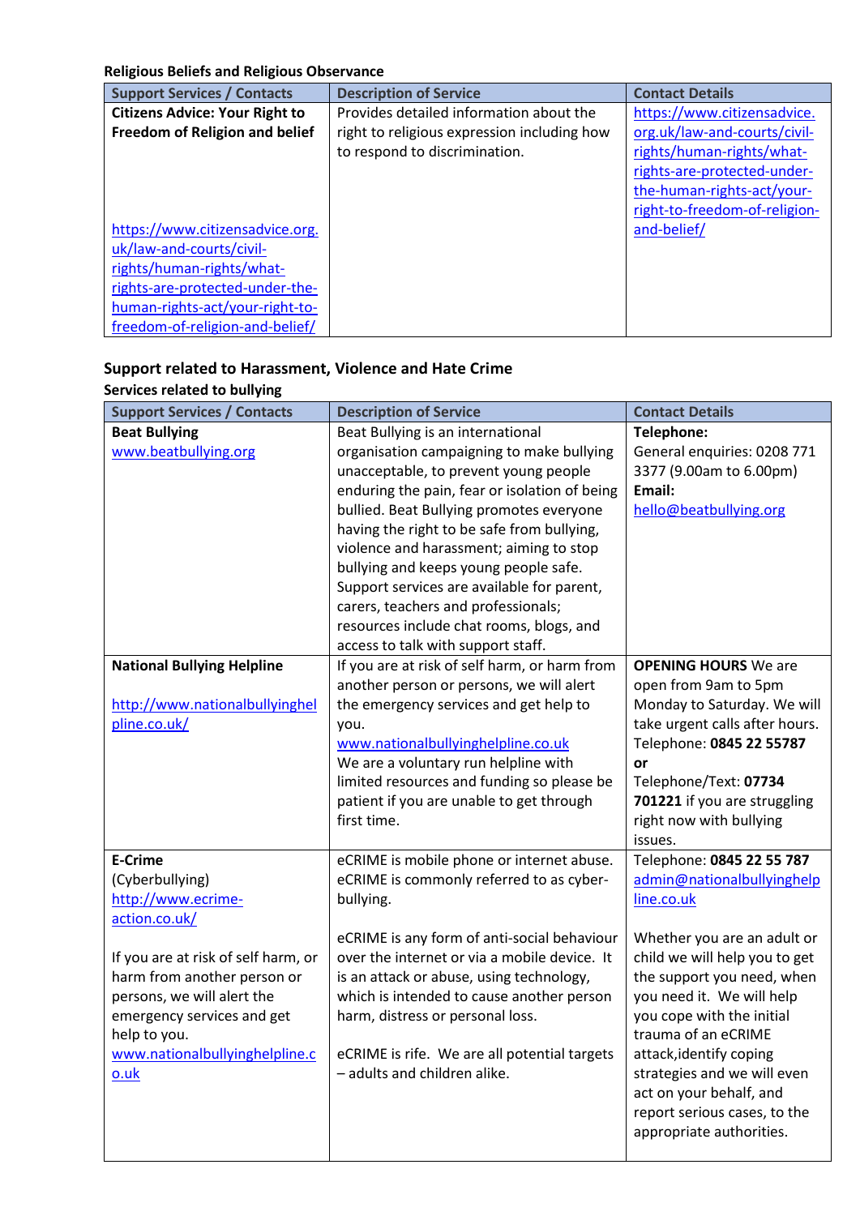**Religious Beliefs and Religious Observance**

| Support Services / Contacts | Description of Service | Contact Details |
|---|---|---|
| **Citizens Advice: Your Right to Freedom of Religion and belief**<br><br>https://www.citizensadvice.org.uk/law-and-courts/civil-rights/human-rights/what-rights-are-protected-under-the-human-rights-act/your-right-to-freedom-of-religion-and-belief/ | Provides detailed information about the right to religious expression including how to respond to discrimination. | https://www.citizensadvice.org.uk/law-and-courts/civil-rights/human-rights/what-rights-are-protected-under-the-human-rights-act/your-right-to-freedom-of-religion-and-belief/ |

## Support related to Harassment, Violence and Hate Crime

**Services related to bullying**

| Support Services / Contacts | Description of Service | Contact Details |
|---|---|---|
| **Beat Bullying**<br>www.beatbullying.org | Beat Bullying is an international organisation campaigning to make bullying unacceptable, to prevent young people enduring the pain, fear or isolation of being bullied. Beat Bullying promotes everyone having the right to be safe from bullying, violence and harassment; aiming to stop bullying and keeps young people safe. Support services are available for parent, carers, teachers and professionals; resources include chat rooms, blogs, and access to talk with support staff. | **Telephone:**<br>General enquiries: 0208 771 3377 (9.00am to 6.00pm)<br>**Email:**<br>hello@beatbullying.org |
| **National Bullying Helpline**<br><br>http://www.nationalbullyinghelpline.co.uk/ | If you are at risk of self harm, or harm from another person or persons, we will alert the emergency services and get help to you.<br>www.nationalbullyinghelpline.co.uk<br>We are a voluntary run helpline with limited resources and funding so please be patient if you are unable to get through first time. | **OPENING HOURS** We are open from 9am to 5pm Monday to Saturday. We will take urgent calls after hours. Telephone: **0845 22 55787**<br>**or**<br>Telephone/Text: **07734 701221** if you are struggling right now with bullying issues. |
| **E-Crime**<br>(Cyberbullying)<br>http://www.ecrime-action.co.uk/<br><br>If you are at risk of self harm, or harm from another person or persons, we will alert the emergency services and get help to you.<br>www.nationalbullyinghelpline.co.uk | eCRIME is mobile phone or internet abuse. eCRIME is commonly referred to as cyber-bullying.<br><br>eCRIME is any form of anti-social behaviour over the internet or via a mobile device. It is an attack or abuse, using technology, which is intended to cause another person harm, distress or personal loss.<br><br>eCRIME is rife. We are all potential targets – adults and children alike. | Telephone: **0845 22 55 787**<br>admin@nationalbullyinghelpline.co.uk<br><br>Whether you are an adult or child we will help you to get the support you need, when you need it. We will help you cope with the initial trauma of an eCRIME attack,identify coping strategies and we will even act on your behalf, and report serious cases, to the appropriate authorities. |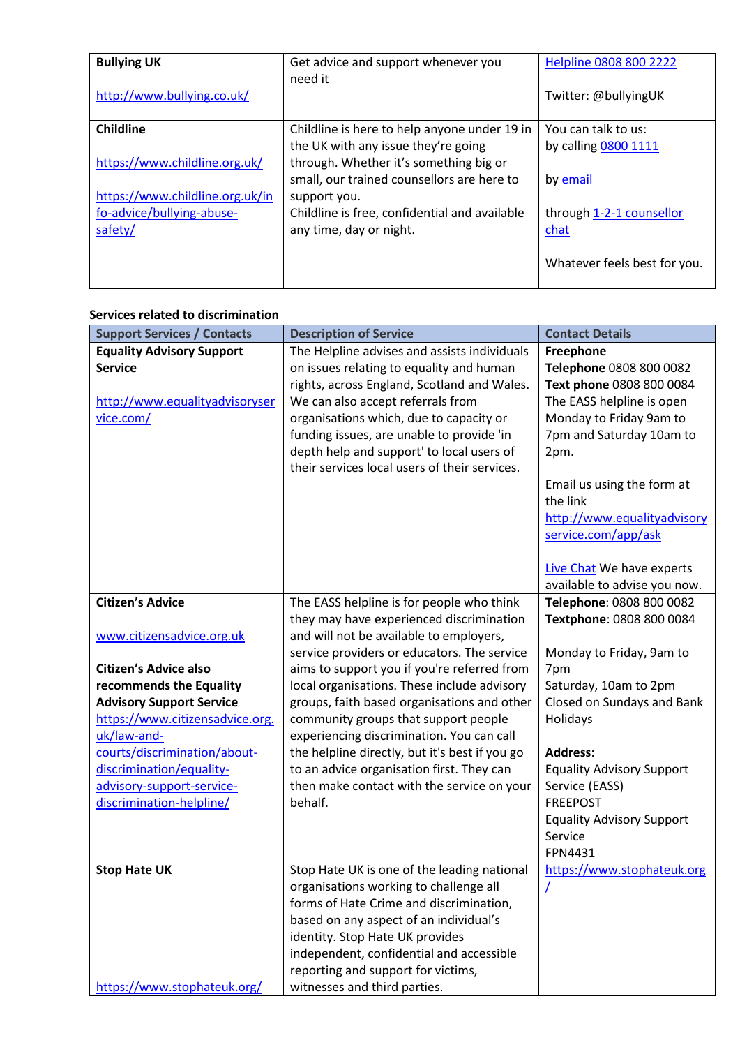| | | |
|---|---|---|
| **Bullying UK**<br><br>http://www.bullying.co.uk/ | Get advice and support whenever you need it | Helpline 0808 800 2222<br><br>Twitter: @bullyingUK |
| **Childline**<br><br>https://www.childline.org.uk/<br><br>https://www.childline.org.uk/info-advice/bullying-abuse-safety/ | Childline is here to help anyone under 19 in the UK with any issue they're going through. Whether it's something big or small, our trained counsellors are here to support you.<br>Childline is free, confidential and available any time, day or night. | You can talk to us:<br>by calling 0800 1111<br><br>by email<br><br>through 1-2-1 counsellor chat<br><br>Whatever feels best for you. |

**Services related to discrimination**

| Support Services / Contacts | Description of Service | Contact Details |
|---|---|---|
| **Equality Advisory Support Service**<br><br>http://www.equalityadvisoryservice.com/ | The Helpline advises and assists individuals on issues relating to equality and human rights, across England, Scotland and Wales. We can also accept referrals from organisations which, due to capacity or funding issues, are unable to provide 'in depth help and support' to local users of their services local users of their services. | **Freephone**<br>**Telephone** 0808 800 0082<br>**Text phone** 0808 800 0084<br>The EASS helpline is open Monday to Friday 9am to 7pm and Saturday 10am to 2pm.<br><br>Email us using the form at the link http://www.equalityadvisoryservice.com/app/ask<br><br>Live Chat We have experts available to advise you now. |
| **Citizen's Advice**<br><br>www.citizensadvice.org.uk<br><br>**Citizen's Advice also recommends the Equality Advisory Support Service**<br>https://www.citizensadvice.org.uk/law-and-courts/discrimination/about-discrimination/equality-advisory-support-service-discrimination-helpline/ | The EASS helpline is for people who think they may have experienced discrimination and will not be available to employers, service providers or educators. The service aims to support you if you're referred from local organisations. These include advisory groups, faith based organisations and other community groups that support people experiencing discrimination. You can call the helpline directly, but it's best if you go to an advice organisation first. They can then make contact with the service on your behalf. | **Telephone**: 0808 800 0082<br>**Textphone**: 0808 800 0084<br><br>Monday to Friday, 9am to 7pm<br>Saturday, 10am to 2pm<br>Closed on Sundays and Bank Holidays<br><br>**Address:**<br>Equality Advisory Support Service (EASS)<br>FREEPOST<br>Equality Advisory Support Service<br>FPN4431 |
| **Stop Hate UK**<br><br>https://www.stophateuk.org/ | Stop Hate UK is one of the leading national organisations working to challenge all forms of Hate Crime and discrimination, based on any aspect of an individual's identity. Stop Hate UK provides independent, confidential and accessible reporting and support for victims, witnesses and third parties. | https://www.stophateuk.org/ |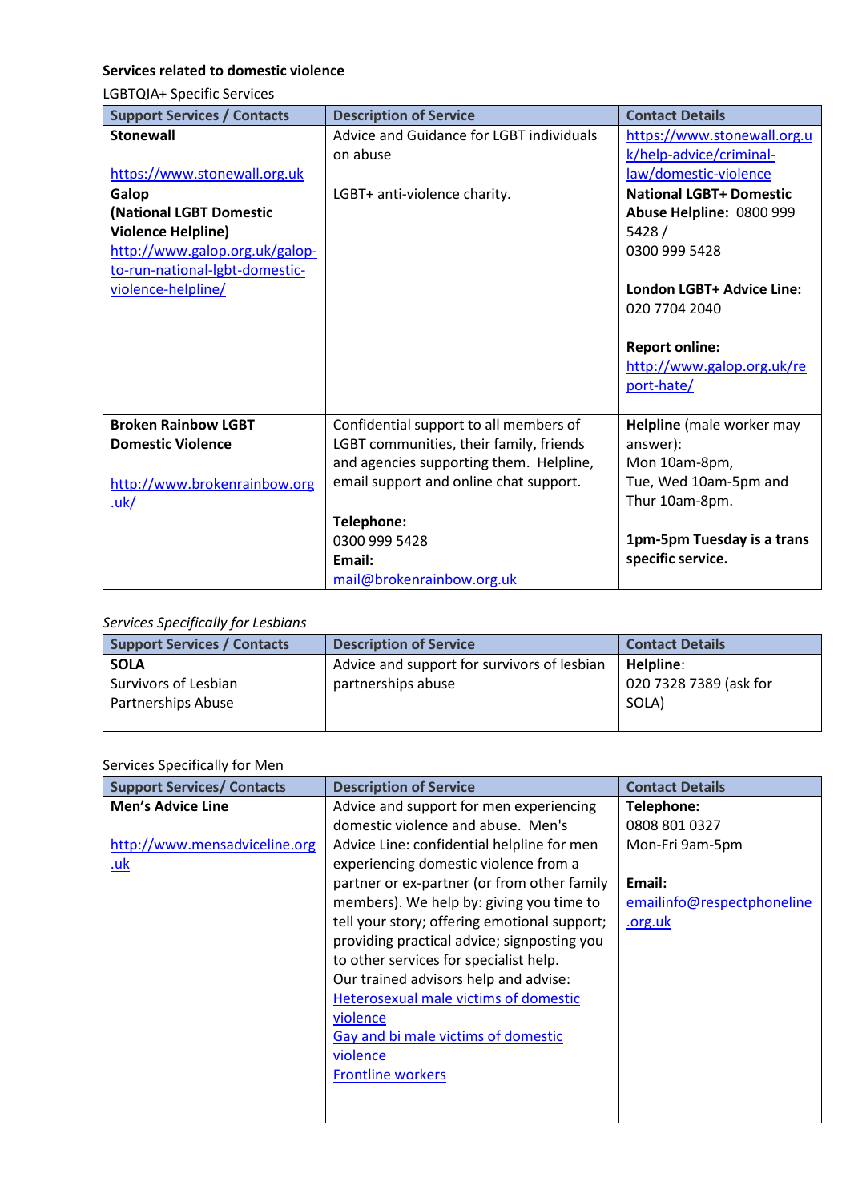**Services related to domestic violence**

LGBTQIA+ Specific Services

| Support Services / Contacts | Description of Service | Contact Details |
|---|---|---|
| **Stonewall**<br><br>https://www.stonewall.org.uk | Advice and Guidance for LGBT individuals on abuse | https://www.stonewall.org.uk/help-advice/criminal-law/domestic-violence |
| **Galop (National LGBT Domestic Violence Helpline)**<br>http://www.galop.org.uk/galop-to-run-national-lgbt-domestic-violence-helpline/ | LGBT+ anti-violence charity. | **National LGBT+ Domestic Abuse Helpline:** 0800 999 5428 /<br>0300 999 5428<br><br>**London LGBT+ Advice Line:** 020 7704 2040<br><br>**Report online:** http://www.galop.org.uk/report-hate/ |
| **Broken Rainbow LGBT Domestic Violence**<br><br>http://www.brokenrainbow.org.uk/ | Confidential support to all members of LGBT communities, their family, friends and agencies supporting them. Helpline, email support and online chat support.<br><br>**Telephone:**<br>0300 999 5428<br>**Email:**<br>mail@brokenrainbow.org.uk | **Helpline** (male worker may answer):<br>Mon 10am-8pm,<br>Tue, Wed 10am-5pm and<br>Thur 10am-8pm.<br><br>**1pm-5pm Tuesday is a trans specific service.** |

*Services Specifically for Lesbians*

| Support Services / Contacts | Description of Service | Contact Details |
|---|---|---|
| **SOLA**<br>Survivors of Lesbian Partnerships Abuse | Advice and support for survivors of lesbian partnerships abuse | **Helpline**:<br>020 7328 7389 (ask for SOLA) |

Services Specifically for Men

| Support Services/ Contacts | Description of Service | Contact Details |
|---|---|---|
| **Men's Advice Line**<br><br>http://www.mensadviceline.org.uk | Advice and support for men experiencing domestic violence and abuse. Men's Advice Line: confidential helpline for men experiencing domestic violence from a partner or ex-partner (or from other family members). We help by: giving you time to tell your story; offering emotional support; providing practical advice; signposting you to other services for specialist help.<br>Our trained advisors help and advise:<br>Heterosexual male victims of domestic violence<br>Gay and bi male victims of domestic violence<br>Frontline workers | **Telephone:**<br>0808 801 0327<br>Mon-Fri 9am-5pm<br><br>**Email:**<br>emailinfo@respectphoneline.org.uk |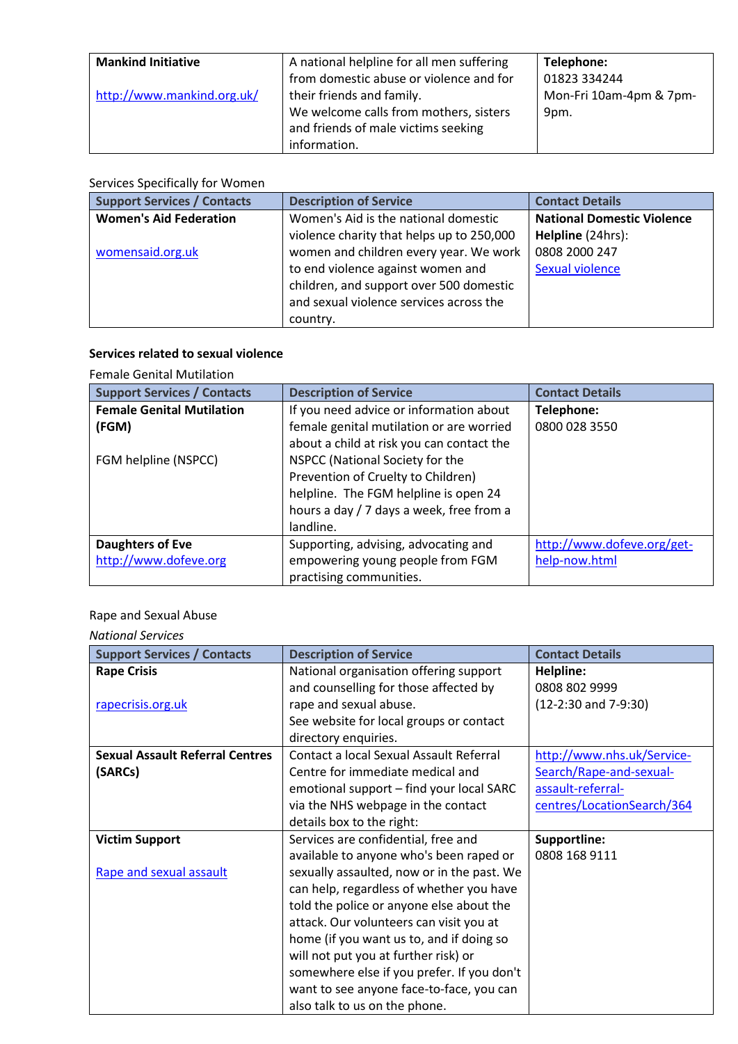| Mankind Initiative<br><br>http://www.mankind.org.uk/ | A national helpline for all men suffering from domestic abuse or violence and for their friends and family.<br>We welcome calls from mothers, sisters and friends of male victims seeking information. | **Telephone:**<br>01823 334244<br>Mon-Fri 10am-4pm & 7pm-9pm. |
|---|---|---|

Services Specifically for Women

| Support Services / Contacts | Description of Service | Contact Details |
|---|---|---|
| **Women's Aid Federation**<br><br>womensaid.org.uk | Women's Aid is the national domestic violence charity that helps up to 250,000 women and children every year. We work to end violence against women and children, and support over 500 domestic and sexual violence services across the country. | **National Domestic Violence Helpline** (24hrs):<br>0808 2000 247<br>Sexual violence |

**Services related to sexual violence**

Female Genital Mutilation

| Support Services / Contacts | Description of Service | Contact Details |
|---|---|---|
| **Female Genital Mutilation (FGM)**<br><br>FGM helpline (NSPCC) | If you need advice or information about female genital mutilation or are worried about a child at risk you can contact the NSPCC (National Society for the Prevention of Cruelty to Children) helpline. The FGM helpline is open 24 hours a day / 7 days a week, free from a landline. | **Telephone:**<br>0800 028 3550 |
| **Daughters of Eve**<br>http://www.dofeve.org | Supporting, advising, advocating and empowering young people from FGM practising communities. | http://www.dofeve.org/get-help-now.html |

Rape and Sexual Abuse

*National Services*

| Support Services / Contacts | Description of Service | Contact Details |
|---|---|---|
| **Rape Crisis**<br><br>rapecrisis.org.uk | National organisation offering support and counselling for those affected by rape and sexual abuse.<br>See website for local groups or contact directory enquiries. | **Helpline:**<br>0808 802 9999<br>(12-2:30 and 7-9:30) |
| **Sexual Assault Referral Centres (SARCs)** | Contact a local Sexual Assault Referral Centre for immediate medical and emotional support – find your local SARC via the NHS webpage in the contact details box to the right: | http://www.nhs.uk/Service-Search/Rape-and-sexual-assault-referral-centres/LocationSearch/364 |
| **Victim Support**<br><br>Rape and sexual assault | Services are confidential, free and available to anyone who's been raped or sexually assaulted, now or in the past. We can help, regardless of whether you have told the police or anyone else about the attack. Our volunteers can visit you at home (if you want us to, and if doing so will not put you at further risk) or somewhere else if you prefer. If you don't want to see anyone face-to-face, you can also talk to us on the phone. | **Supportline:**<br>0808 168 9111 |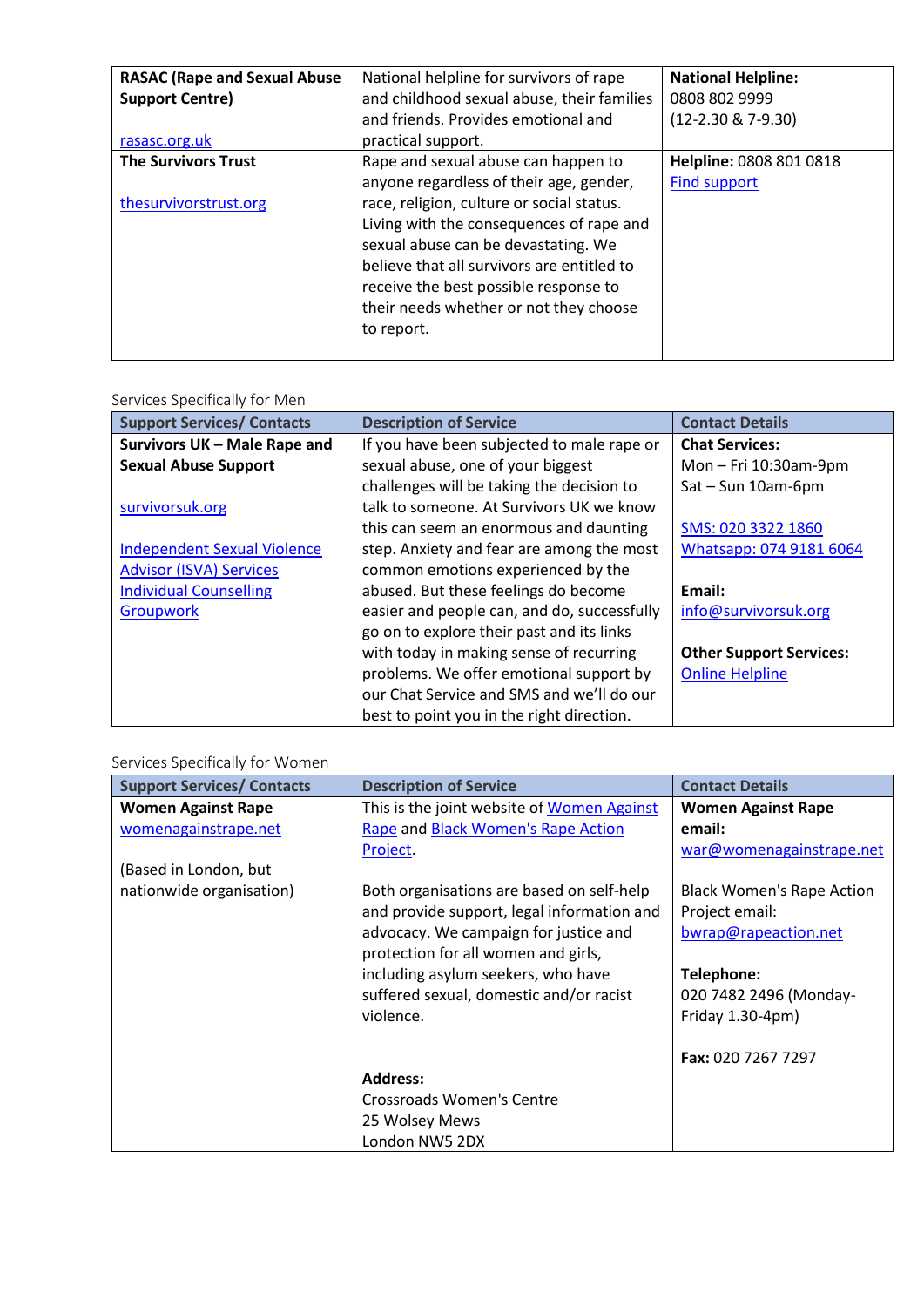| | | |
|---|---|---|
| **RASAC (Rape and Sexual Abuse Support Centre)**<br><br>rasasc.org.uk | National helpline for survivors of rape and childhood sexual abuse, their families and friends. Provides emotional and practical support. | **National Helpline:**<br>0808 802 9999<br>(12-2.30 & 7-9.30) |
| **The Survivors Trust**<br><br>thesurvivorstrust.org | Rape and sexual abuse can happen to anyone regardless of their age, gender, race, religion, culture or social status. Living with the consequences of rape and sexual abuse can be devastating. We believe that all survivors are entitled to receive the best possible response to their needs whether or not they choose to report. | **Helpline:** 0808 801 0818<br>Find support |

Services Specifically for Men

| Support Services/ Contacts | Description of Service | Contact Details |
|---|---|---|
| **Survivors UK – Male Rape and Sexual Abuse Support**<br><br>survivorsuk.org<br><br>Independent Sexual Violence Advisor (ISVA) Services<br>Individual Counselling<br>Groupwork | If you have been subjected to male rape or sexual abuse, one of your biggest challenges will be taking the decision to talk to someone. At Survivors UK we know this can seem an enormous and daunting step. Anxiety and fear are among the most common emotions experienced by the abused. But these feelings do become easier and people can, and do, successfully go on to explore their past and its links with today in making sense of recurring problems. We offer emotional support by our Chat Service and SMS and we'll do our best to point you in the right direction. | **Chat Services:**<br>Mon – Fri 10:30am-9pm<br>Sat – Sun 10am-6pm<br><br>SMS: 020 3322 1860<br>Whatsapp: 074 9181 6064<br><br>**Email:**<br>info@survivorsuk.org<br><br>**Other Support Services:**<br>Online Helpline |

Services Specifically for Women

| Support Services/ Contacts | Description of Service | Contact Details |
|---|---|---|
| **Women Against Rape**<br>womenagainstrape.net<br><br>(Based in London, but nationwide organisation) | This is the joint website of Women Against Rape and Black Women's Rape Action Project.<br><br>Both organisations are based on self-help and provide support, legal information and advocacy. We campaign for justice and protection for all women and girls, including asylum seekers, who have suffered sexual, domestic and/or racist violence.<br><br>**Address:**<br>Crossroads Women's Centre<br>25 Wolsey Mews<br>London NW5 2DX | **Women Against Rape email:**<br>war@womenagainstrape.net<br><br>Black Women's Rape Action Project email:<br>bwrap@rapeaction.net<br><br>**Telephone:**<br>020 7482 2496 (Monday-Friday 1.30-4pm)<br><br>**Fax:** 020 7267 7297 |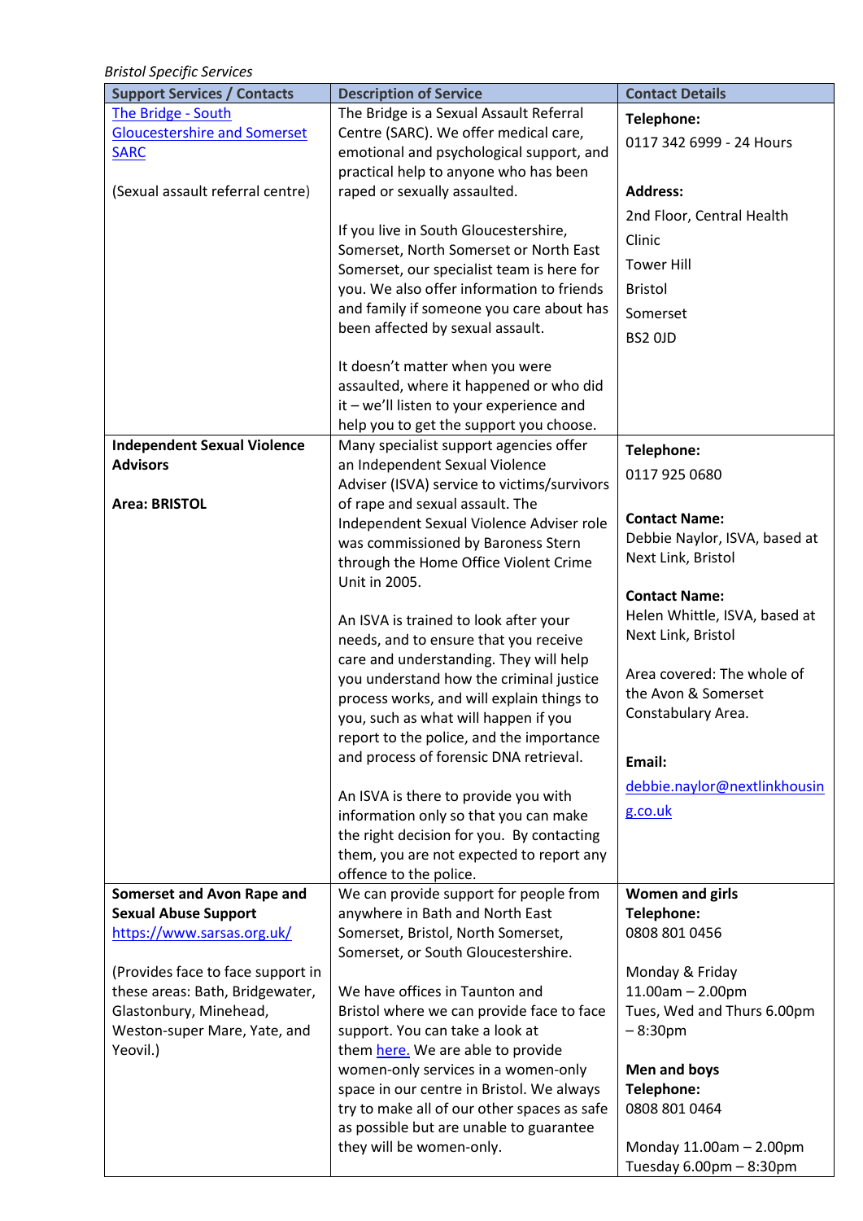*Bristol Specific Services*

| Support Services / Contacts | Description of Service | Contact Details |
|---|---|---|
| [The Bridge - South Gloucestershire and Somerset SARC](#)<br><br>(Sexual assault referral centre) | The Bridge is a Sexual Assault Referral Centre (SARC). We offer medical care, emotional and psychological support, and practical help to anyone who has been raped or sexually assaulted.<br><br>If you live in South Gloucestershire, Somerset, North Somerset or North East Somerset, our specialist team is here for you. We also offer information to friends and family if someone you care about has been affected by sexual assault.<br><br>It doesn't matter when you were assaulted, where it happened or who did it – we'll listen to your experience and help you to get the support you choose. | **Telephone:**<br>0117 342 6999 - 24 Hours<br><br>**Address:**<br>2nd Floor, Central Health Clinic<br>Tower Hill<br>Bristol<br>Somerset<br>BS2 0JD |
| **Independent Sexual Violence Advisors**<br><br>**Area: BRISTOL** | Many specialist support agencies offer an Independent Sexual Violence Adviser (ISVA) service to victims/survivors of rape and sexual assault. The Independent Sexual Violence Adviser role was commissioned by Baroness Stern through the Home Office Violent Crime Unit in 2005.<br><br>An ISVA is trained to look after your needs, and to ensure that you receive care and understanding. They will help you understand how the criminal justice process works, and will explain things to you, such as what will happen if you report to the police, and the importance and process of forensic DNA retrieval.<br><br>An ISVA is there to provide you with information only so that you can make the right decision for you. By contacting them, you are not expected to report any offence to the police. | **Telephone:**<br>0117 925 0680<br><br>**Contact Name:**<br>Debbie Naylor, ISVA, based at Next Link, Bristol<br><br>**Contact Name:**<br>Helen Whittle, ISVA, based at Next Link, Bristol<br><br>Area covered: The whole of the Avon & Somerset Constabulary Area.<br><br>**Email:**<br>debbie.naylor@nextlinkhousing.co.uk |
| **Somerset and Avon Rape and Sexual Abuse Support**<br>https://www.sarsas.org.uk/<br><br>(Provides face to face support in these areas: Bath, Bridgewater, Glastonbury, Minehead, Weston-super Mare, Yate, and Yeovil.) | We can provide support for people from anywhere in Bath and North East Somerset, Bristol, North Somerset, Somerset, or South Gloucestershire.<br><br>We have offices in Taunton and Bristol where we can provide face to face support. You can take a look at them [here.](#) We are able to provide women-only services in a women-only space in our centre in Bristol. We always try to make all of our other spaces as safe as possible but are unable to guarantee they will be women-only. | **Women and girls**<br>**Telephone:**<br>0808 801 0456<br><br>Monday & Friday<br>11.00am – 2.00pm<br>Tues, Wed and Thurs 6.00pm – 8:30pm<br><br>**Men and boys**<br>**Telephone:**<br>0808 801 0464<br><br>Monday 11.00am – 2.00pm<br>Tuesday 6.00pm – 8:30pm |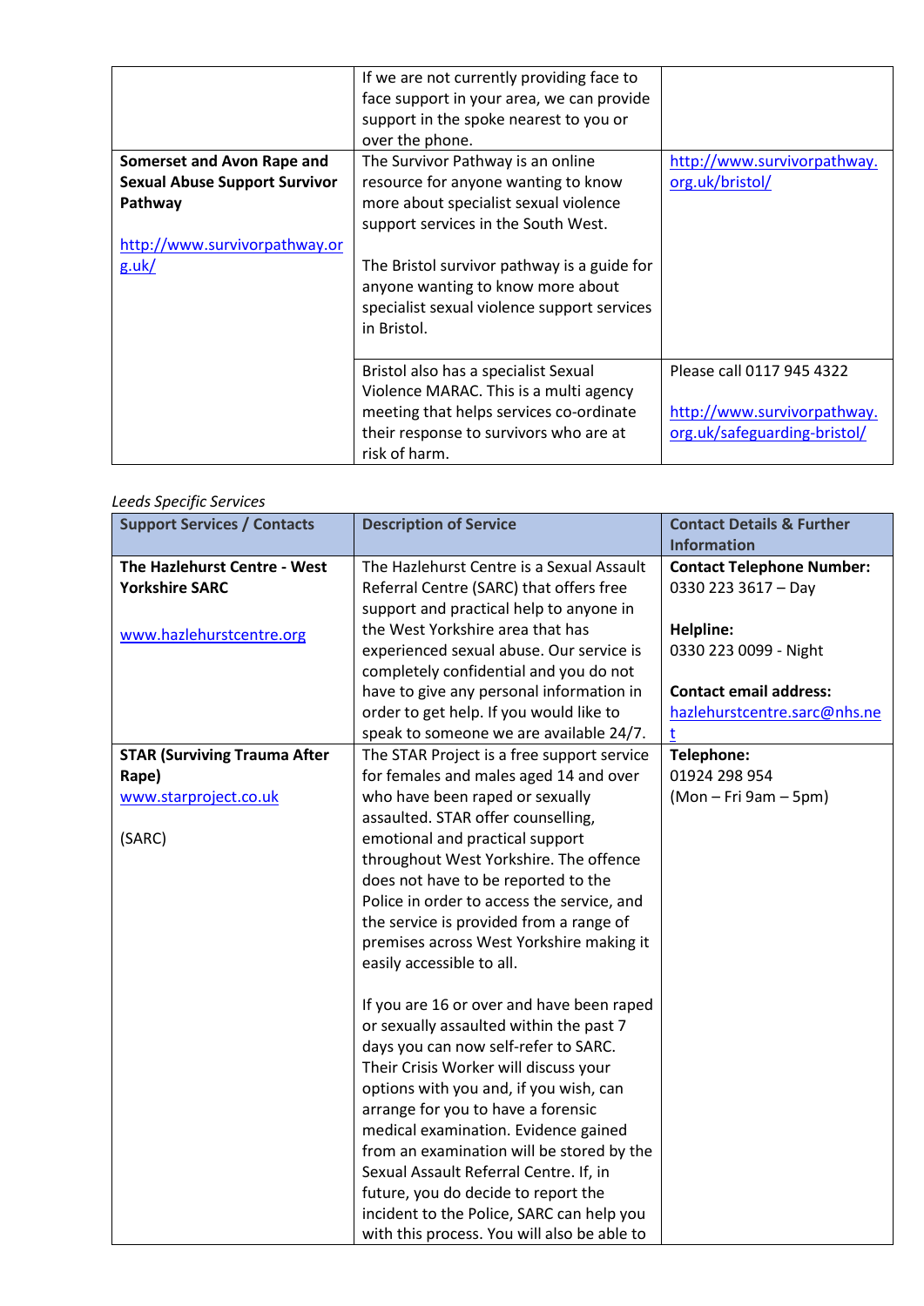| | | |
|---|---|---|
| | If we are not currently providing face to face support in your area, we can provide support in the spoke nearest to you or over the phone. | |
| **Somerset and Avon Rape and Sexual Abuse Support Survivor Pathway**<br><br>http://www.survivorpathway.org.uk/ | The Survivor Pathway is an online resource for anyone wanting to know more about specialist sexual violence support services in the South West.<br><br>The Bristol survivor pathway is a guide for anyone wanting to know more about specialist sexual violence support services in Bristol. | http://www.survivorpathway.org.uk/bristol/ |
| | Bristol also has a specialist Sexual Violence MARAC. This is a multi agency meeting that helps services co-ordinate their response to survivors who are at risk of harm. | Please call 0117 945 4322<br><br>http://www.survivorpathway.org.uk/safeguarding-bristol/ |

*Leeds Specific Services*

| Support Services / Contacts | Description of Service | Contact Details & Further Information |
|---|---|---|
| **The Hazlehurst Centre - West Yorkshire SARC**<br><br>www.hazlehurstcentre.org | The Hazlehurst Centre is a Sexual Assault Referral Centre (SARC) that offers free support and practical help to anyone in the West Yorkshire area that has experienced sexual abuse. Our service is completely confidential and you do not have to give any personal information in order to get help. If you would like to speak to someone we are available 24/7. | **Contact Telephone Number:**<br>0330 223 3617 – Day<br><br>**Helpline:**<br>0330 223 0099 - Night<br><br>**Contact email address:**<br>hazlehurstcentre.sarc@nhs.net |
| **STAR (Surviving Trauma After Rape)**<br>www.starproject.co.uk<br><br>(SARC) | The STAR Project is a free support service for females and males aged 14 and over who have been raped or sexually assaulted. STAR offer counselling, emotional and practical support throughout West Yorkshire. The offence does not have to be reported to the Police in order to access the service, and the service is provided from a range of premises across West Yorkshire making it easily accessible to all.<br><br>If you are 16 or over and have been raped or sexually assaulted within the past 7 days you can now self-refer to SARC. Their Crisis Worker will discuss your options with you and, if you wish, can arrange for you to have a forensic medical examination. Evidence gained from an examination will be stored by the Sexual Assault Referral Centre. If, in future, you do decide to report the incident to the Police, SARC can help you with this process. You will also be able to | **Telephone:**<br>01924 298 954<br>(Mon – Fri 9am – 5pm) |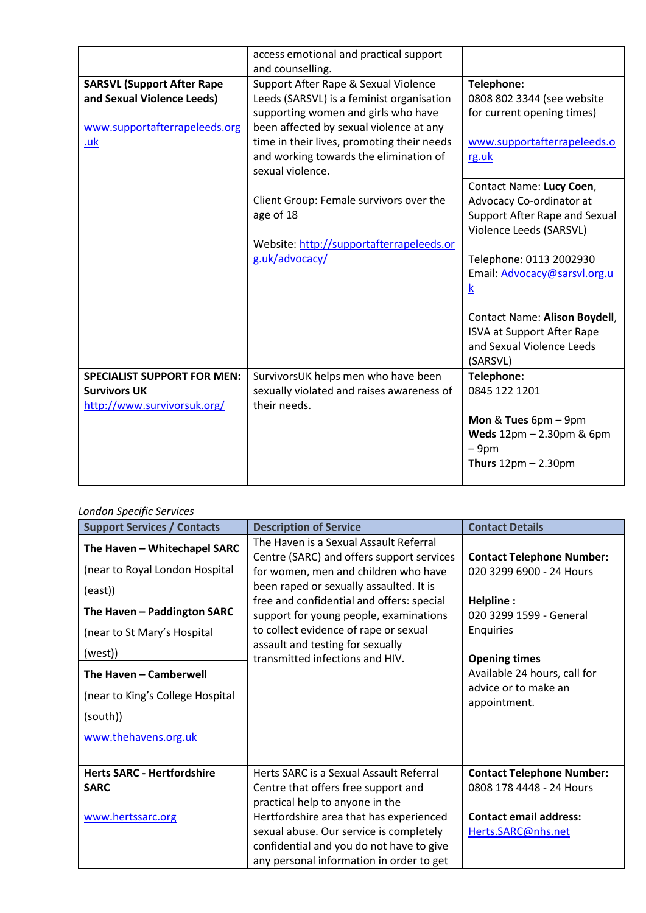| | | |
|---|---|---|
| | access emotional and practical support and counselling. | |
| **SARSVL (Support After Rape and Sexual Violence Leeds)**<br><br>www.supportafterrapeleeds.org.uk | Support After Rape & Sexual Violence Leeds (SARSVL) is a feminist organisation supporting women and girls who have been affected by sexual violence at any time in their lives, promoting their needs and working towards the elimination of sexual violence.<br><br>Client Group: Female survivors over the age of 18<br><br>Website: http://supportafterrapeleeds.org.uk/advocacy/ | **Telephone:**<br>0808 802 3344 (see website for current opening times)<br><br>www.supportafterrapeleeds.org.uk<br><br>Contact Name: **Lucy Coen**, Advocacy Co-ordinator at Support After Rape and Sexual Violence Leeds (SARSVL)<br><br>Telephone: 0113 2002930<br>Email: Advocacy@sarsvl.org.uk<br><br>Contact Name: **Alison Boydell**, ISVA at Support After Rape and Sexual Violence Leeds (SARSVL) |
| **SPECIALIST SUPPORT FOR MEN: Survivors UK**<br>http://www.survivorsuk.org/ | SurvivorsUK helps men who have been sexually violated and raises awareness of their needs. | **Telephone:**<br>0845 122 1201<br><br>**Mon** & **Tues** 6pm – 9pm<br>**Weds** 12pm – 2.30pm & 6pm – 9pm<br>**Thurs** 12pm – 2.30pm |

*London Specific Services*

| Support Services / Contacts | Description of Service | Contact Details |
|---|---|---|
| **The Haven – Whitechapel SARC**<br>(near to Royal London Hospital (east))<br><br>**The Haven – Paddington SARC**<br>(near to St Mary's Hospital (west))<br><br>**The Haven – Camberwell**<br>(near to King's College Hospital (south))<br><br>www.thehavens.org.uk | The Haven is a Sexual Assault Referral Centre (SARC) and offers support services for women, men and children who have been raped or sexually assaulted. It is free and confidential and offers: special support for young people, examinations to collect evidence of rape or sexual assault and testing for sexually transmitted infections and HIV. | **Contact Telephone Number:**<br>020 3299 6900 - 24 Hours<br><br>**Helpline :**<br>020 3299 1599 - General Enquiries<br><br>**Opening times**<br>Available 24 hours, call for advice or to make an appointment. |
| **Herts SARC - Hertfordshire SARC**<br><br>www.hertssarc.org | Herts SARC is a Sexual Assault Referral Centre that offers free support and practical help to anyone in the Hertfordshire area that has experienced sexual abuse. Our service is completely confidential and you do not have to give any personal information in order to get | **Contact Telephone Number:**<br>0808 178 4448 - 24 Hours<br><br>**Contact email address:**<br>Herts.SARC@nhs.net |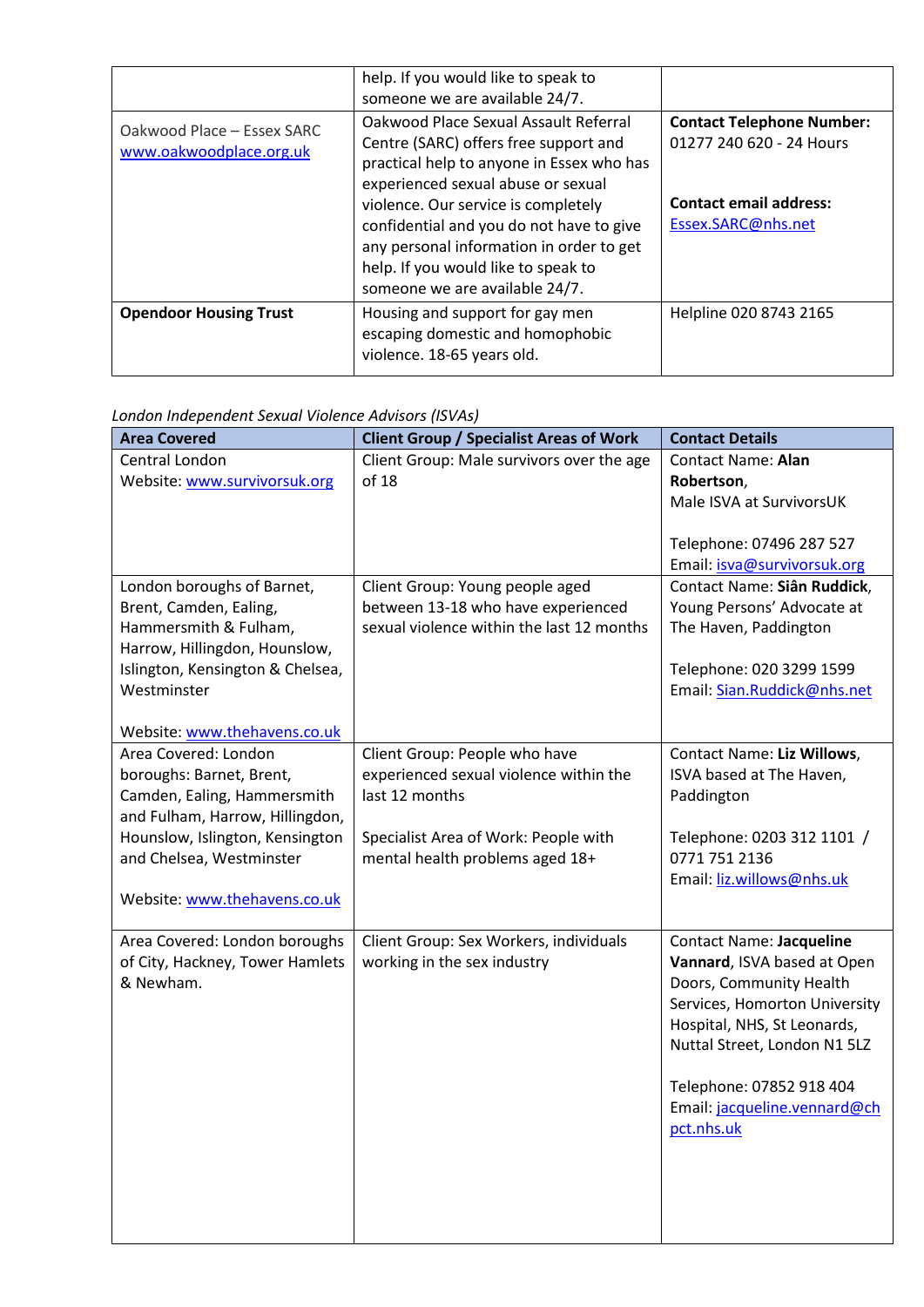| | | |
|---|---|---|
| | help. If you would like to speak to someone we are available 24/7. | |
| Oakwood Place – Essex SARC [www.oakwoodplace.org.uk](http://www.oakwoodplace.org.uk) | Oakwood Place Sexual Assault Referral Centre (SARC) offers free support and practical help to anyone in Essex who has experienced sexual abuse or sexual violence. Our service is completely confidential and you do not have to give any personal information in order to get help. If you would like to speak to someone we are available 24/7. | **Contact Telephone Number:** 01277 240 620 - 24 Hours<br><br>**Contact email address:** Essex.SARC@nhs.net |
| **Opendoor Housing Trust** | Housing and support for gay men escaping domestic and homophobic violence. 18-65 years old. | Helpline 020 8743 2165 |

*London Independent Sexual Violence Advisors (ISVAs)*

| Area Covered | Client Group / Specialist Areas of Work | Contact Details |
|---|---|---|
| Central London<br>Website: [www.survivorsuk.org](http://www.survivorsuk.org) | Client Group: Male survivors over the age of 18 | Contact Name: **Alan Robertson**, Male ISVA at SurvivorsUK<br><br>Telephone: 07496 287 527<br>Email: isva@survivorsuk.org |
| London boroughs of Barnet, Brent, Camden, Ealing, Hammersmith & Fulham, Harrow, Hillingdon, Hounslow, Islington, Kensington & Chelsea, Westminster<br><br>Website: [www.thehavens.co.uk](http://www.thehavens.co.uk) | Client Group: Young people aged between 13-18 who have experienced sexual violence within the last 12 months | Contact Name: **Siân Ruddick**, Young Persons' Advocate at The Haven, Paddington<br><br>Telephone: 020 3299 1599<br>Email: Sian.Ruddick@nhs.net |
| Area Covered: London boroughs: Barnet, Brent, Camden, Ealing, Hammersmith and Fulham, Harrow, Hillingdon, Hounslow, Islington, Kensington and Chelsea, Westminster<br><br>Website: [www.thehavens.co.uk](http://www.thehavens.co.uk) | Client Group: People who have experienced sexual violence within the last 12 months<br><br>Specialist Area of Work: People with mental health problems aged 18+ | Contact Name: **Liz Willows**, ISVA based at The Haven, Paddington<br><br>Telephone: 0203 312 1101 / 0771 751 2136<br>Email: liz.willows@nhs.uk |
| Area Covered: London boroughs of City, Hackney, Tower Hamlets & Newham. | Client Group: Sex Workers, individuals working in the sex industry | Contact Name: **Jacqueline Vannard**, ISVA based at Open Doors, Community Health Services, Homorton University Hospital, NHS, St Leonards, Nuttal Street, London N1 5LZ<br><br>Telephone: 07852 918 404<br>Email: jacqueline.vennard@chpct.nhs.uk |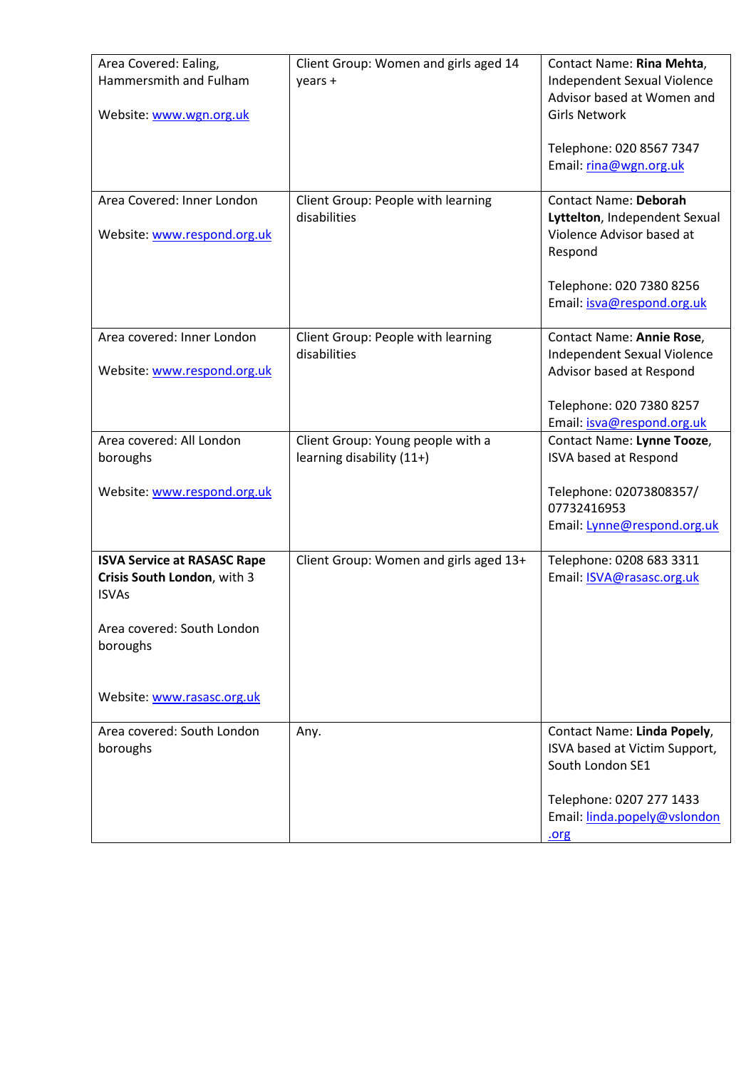| Area Covered: Ealing, Hammersmith and Fulham<br><br>Website: www.wgn.org.uk | Client Group: Women and girls aged 14 years + | Contact Name: **Rina Mehta**, Independent Sexual Violence Advisor based at Women and Girls Network<br><br>Telephone: 020 8567 7347<br>Email: rina@wgn.org.uk |
|---|---|---|
| Area Covered: Inner London<br><br>Website: www.respond.org.uk | Client Group: People with learning disabilities | Contact Name: **Deborah Lyttelton**, Independent Sexual Violence Advisor based at Respond<br><br>Telephone: 020 7380 8256<br>Email: isva@respond.org.uk |
| Area covered: Inner London<br><br>Website: www.respond.org.uk | Client Group: People with learning disabilities | Contact Name: **Annie Rose**, Independent Sexual Violence Advisor based at Respond<br><br>Telephone: 020 7380 8257<br>Email: isva@respond.org.uk |
| Area covered: All London boroughs<br><br>Website: www.respond.org.uk | Client Group: Young people with a learning disability (11+) | Contact Name: **Lynne Tooze**, ISVA based at Respond<br><br>Telephone: 02073808357/ 07732416953<br>Email: Lynne@respond.org.uk |
| **ISVA Service at RASASC Rape Crisis South London**, with 3 ISVAs<br><br>Area covered: South London boroughs<br><br>Website: www.rasasc.org.uk | Client Group: Women and girls aged 13+ | Telephone: 0208 683 3311<br>Email: ISVA@rasasc.org.uk |
| Area covered: South London boroughs | Any. | Contact Name: **Linda Popely**, ISVA based at Victim Support, South London SE1<br><br>Telephone: 0207 277 1433<br>Email: linda.popely@vslondon.org |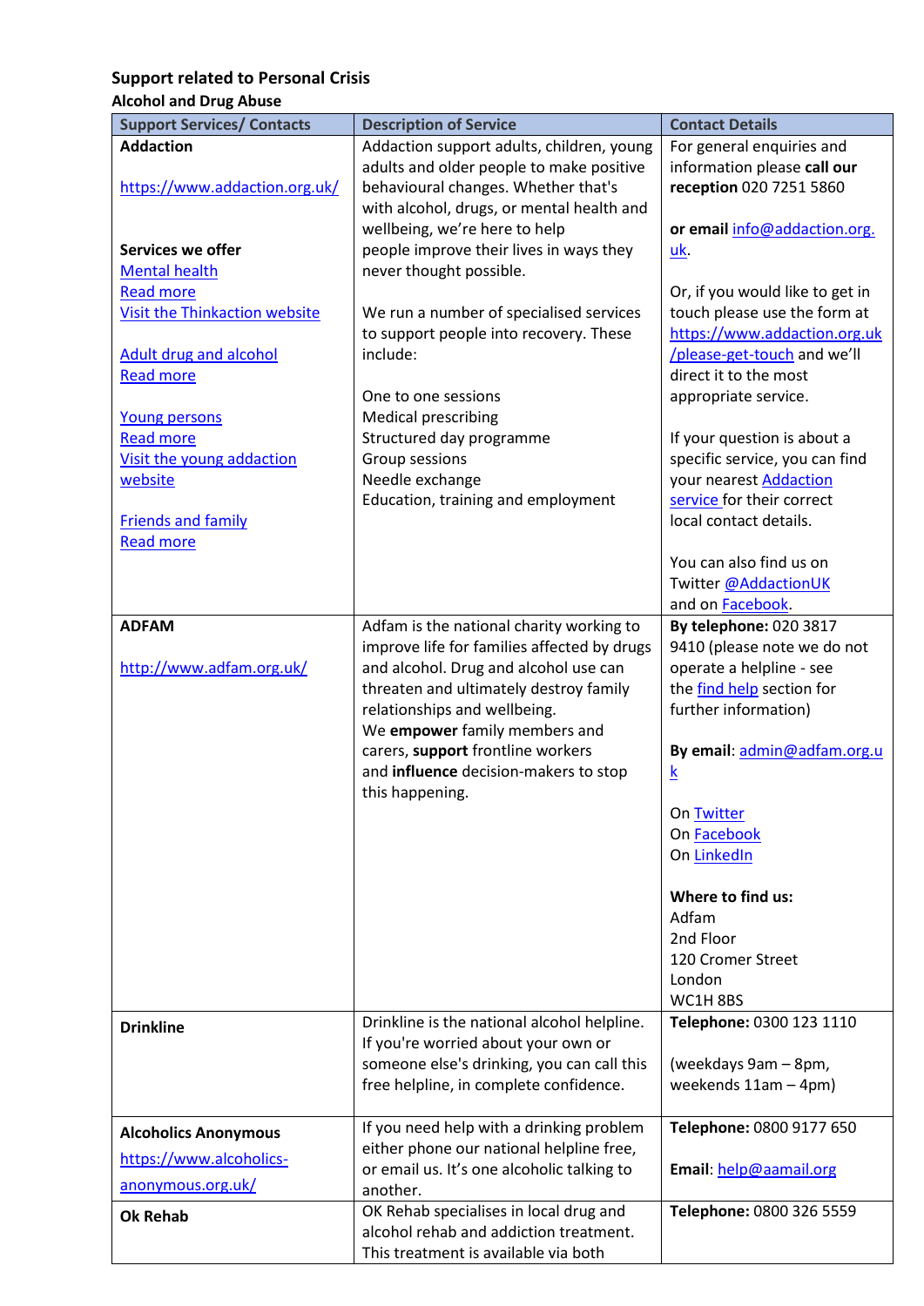## Support related to Personal Crisis

### Alcohol and Drug Abuse

| Support Services/ Contacts | Description of Service | Contact Details |
|---|---|---|
| **Addaction**<br><br>https://www.addaction.org.uk/<br><br>**Services we offer**<br>Mental health<br>Read more<br>Visit the Thinkaction website<br><br>Adult drug and alcohol<br>Read more<br><br>Young persons<br>Read more<br>Visit the young addaction website<br><br>Friends and family<br>Read more | Addaction support adults, children, young adults and older people to make positive behavioural changes. Whether that's with alcohol, drugs, or mental health and wellbeing, we're here to help people improve their lives in ways they never thought possible.<br><br>We run a number of specialised services to support people into recovery. These include:<br><br>One to one sessions<br>Medical prescribing<br>Structured day programme<br>Group sessions<br>Needle exchange<br>Education, training and employment | For general enquiries and information please **call our reception** 020 7251 5860<br><br>**or email** info@addaction.org.uk.<br><br>Or, if you would like to get in touch please use the form at https://www.addaction.org.uk/please-get-touch and we'll direct it to the most appropriate service.<br><br>If your question is about a specific service, you can find your nearest Addaction service for their correct local contact details.<br><br>You can also find us on Twitter @AddactionUK and on Facebook. |
| **ADFAM**<br><br>http://www.adfam.org.uk/ | Adfam is the national charity working to improve life for families affected by drugs and alcohol. Drug and alcohol use can threaten and ultimately destroy family relationships and wellbeing.<br>We **empower** family members and carers, **support** frontline workers and **influence** decision-makers to stop this happening. | **By telephone:** 020 3817 9410 (please note we do not operate a helpline - see the find help section for further information)<br><br>**By email**: admin@adfam.org.uk<br><br>On Twitter<br>On Facebook<br>On LinkedIn<br><br>**Where to find us:**<br>Adfam<br>2nd Floor<br>120 Cromer Street<br>London<br>WC1H 8BS |
| **Drinkline** | Drinkline is the national alcohol helpline. If you're worried about your own or someone else's drinking, you can call this free helpline, in complete confidence. | **Telephone:** 0300 123 1110<br><br>(weekdays 9am – 8pm, weekends 11am – 4pm) |
| **Alcoholics Anonymous**<br>https://www.alcoholics-anonymous.org.uk/ | If you need help with a drinking problem either phone our national helpline free, or email us. It's one alcoholic talking to another. | **Telephone:** 0800 9177 650<br><br>**Email**: help@aamail.org |
| **Ok Rehab** | OK Rehab specialises in local drug and alcohol rehab and addiction treatment. This treatment is available via both | **Telephone:** 0800 326 5559 |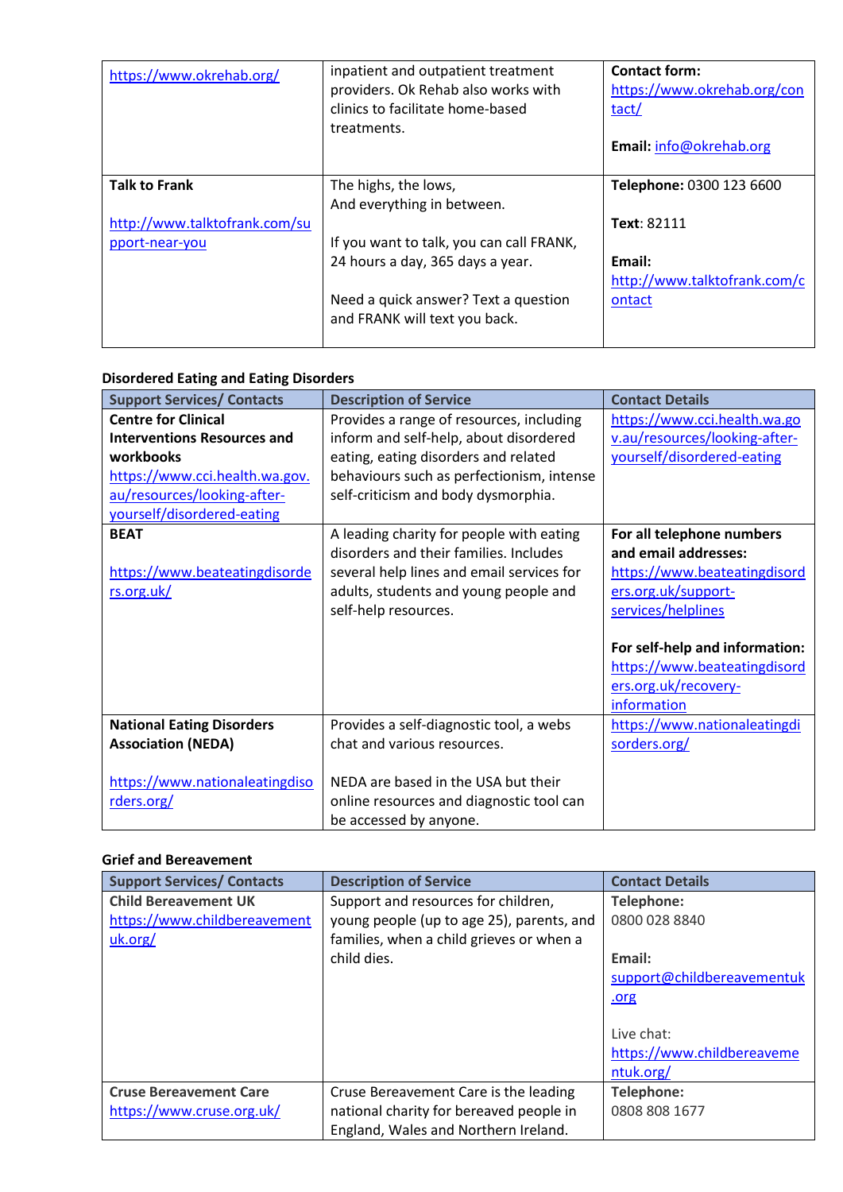| | | |
|---|---|---|
| https://www.okrehab.org/ | inpatient and outpatient treatment providers. Ok Rehab also works with clinics to facilitate home-based treatments. | **Contact form:** https://www.okrehab.org/contact/<br><br>**Email:** info@okrehab.org |
| **Talk to Frank**<br><br>http://www.talktofrank.com/support-near-you | The highs, the lows,<br>And everything in between.<br><br>If you want to talk, you can call FRANK, 24 hours a day, 365 days a year.<br><br>Need a quick answer? Text a question and FRANK will text you back. | **Telephone:** 0300 123 6600<br><br>**Text**: 82111<br><br>**Email:** http://www.talktofrank.com/contact |

**Disordered Eating and Eating Disorders**

| Support Services/ Contacts | Description of Service | Contact Details |
|---|---|---|
| **Centre for Clinical Interventions Resources and workbooks**<br>https://www.cci.health.wa.gov.au/resources/looking-after-yourself/disordered-eating | Provides a range of resources, including inform and self-help, about disordered eating, eating disorders and related behaviours such as perfectionism, intense self-criticism and body dysmorphia. | https://www.cci.health.wa.gov.au/resources/looking-after-yourself/disordered-eating |
| **BEAT**<br><br>https://www.beateatingdisorders.org.uk/ | A leading charity for people with eating disorders and their families. Includes several help lines and email services for adults, students and young people and self-help resources. | **For all telephone numbers and email addresses:** https://www.beateatingdisorders.org.uk/support-services/helplines<br><br>**For self-help and information:** https://www.beateatingdisorders.org.uk/recovery-information |
| **National Eating Disorders Association (NEDA)**<br><br>https://www.nationaleatingdisorders.org/ | Provides a self-diagnostic tool, a webs chat and various resources.<br><br>NEDA are based in the USA but their online resources and diagnostic tool can be accessed by anyone. | https://www.nationaleatingdisorders.org/ |

**Grief and Bereavement**

| Support Services/ Contacts | Description of Service | Contact Details |
|---|---|---|
| **Child Bereavement UK**<br>https://www.childbereavementuk.org/ | Support and resources for children, young people (up to age 25), parents, and families, when a child grieves or when a child dies. | **Telephone:**<br>0800 028 8840<br><br>**Email:**<br>support@childbereavementuk.org<br><br>Live chat:<br>https://www.childbereavementuk.org/ |
| **Cruse Bereavement Care**<br>https://www.cruse.org.uk/ | Cruse Bereavement Care is the leading national charity for bereaved people in England, Wales and Northern Ireland. | **Telephone:**<br>0808 808 1677 |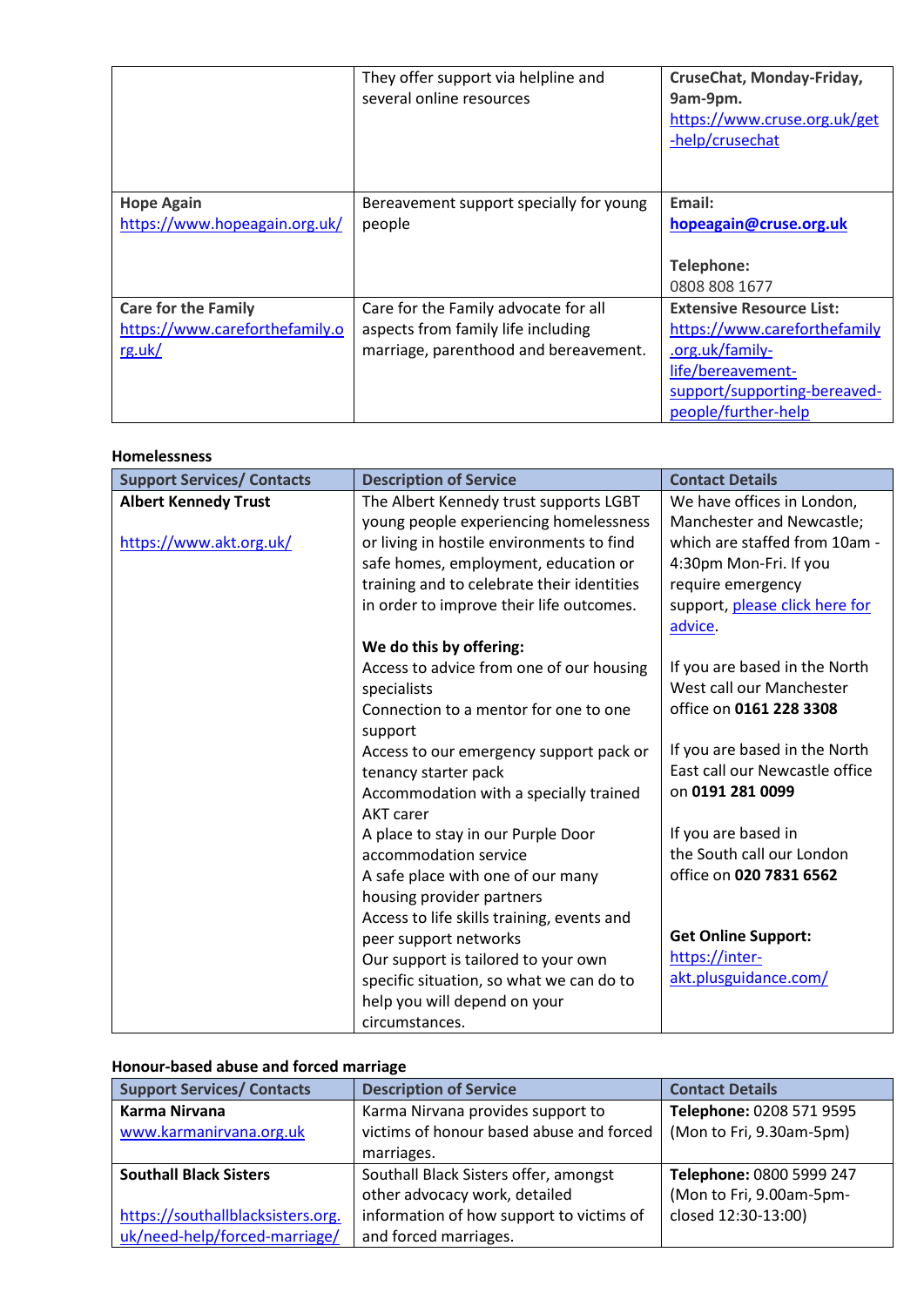|  | They offer support via helpline and several online resources | **CruseChat, Monday-Friday, 9am-9pm.** https://www.cruse.org.uk/get-help/crusechat |
|---|---|---|
| **Hope Again** https://www.hopeagain.org.uk/ | Bereavement support specially for young people | **Email:** **hopeagain@cruse.org.uk** <br><br> **Telephone:** 0808 808 1677 |
| **Care for the Family** https://www.careforthefamily.org.uk/ | Care for the Family advocate for all aspects from family life including marriage, parenthood and bereavement. | **Extensive Resource List:** https://www.careforthefamily.org.uk/family-life/bereavement-support/supporting-bereaved-people/further-help |

**Homelessness**

| Support Services/ Contacts | Description of Service | Contact Details |
|---|---|---|
| **Albert Kennedy Trust** <br><br> https://www.akt.org.uk/ | The Albert Kennedy trust supports LGBT young people experiencing homelessness or living in hostile environments to find safe homes, employment, education or training and to celebrate their identities in order to improve their life outcomes. <br><br> **We do this by offering:** <br> Access to advice from one of our housing specialists <br> Connection to a mentor for one to one support <br> Access to our emergency support pack or tenancy starter pack <br> Accommodation with a specially trained AKT carer <br> A place to stay in our Purple Door accommodation service <br> A safe place with one of our many housing provider partners <br> Access to life skills training, events and peer support networks <br> Our support is tailored to your own specific situation, so what we can do to help you will depend on your circumstances. | We have offices in London, Manchester and Newcastle; which are staffed from 10am - 4:30pm Mon-Fri. If you require emergency support, please click here for advice. <br><br> If you are based in the North West call our Manchester office on **0161 228 3308** <br><br> If you are based in the North East call our Newcastle office on **0191 281 0099** <br><br> If you are based in the South call our London office on **020 7831 6562** <br><br> **Get Online Support:** https://inter-akt.plusguidance.com/ |

**Honour-based abuse and forced marriage**

| Support Services/ Contacts | Description of Service | Contact Details |
|---|---|---|
| **Karma Nirvana** www.karmanirvana.org.uk | Karma Nirvana provides support to victims of honour based abuse and forced marriages. | **Telephone:** 0208 571 9595 (Mon to Fri, 9.30am-5pm) |
| **Southall Black Sisters** <br><br> https://southallblacksisters.org.uk/need-help/forced-marriage/ | Southall Black Sisters offer, amongst other advocacy work, detailed information of how support to victims of and forced marriages. | **Telephone:** 0800 5999 247 (Mon to Fri, 9.00am-5pm-closed 12:30-13:00) |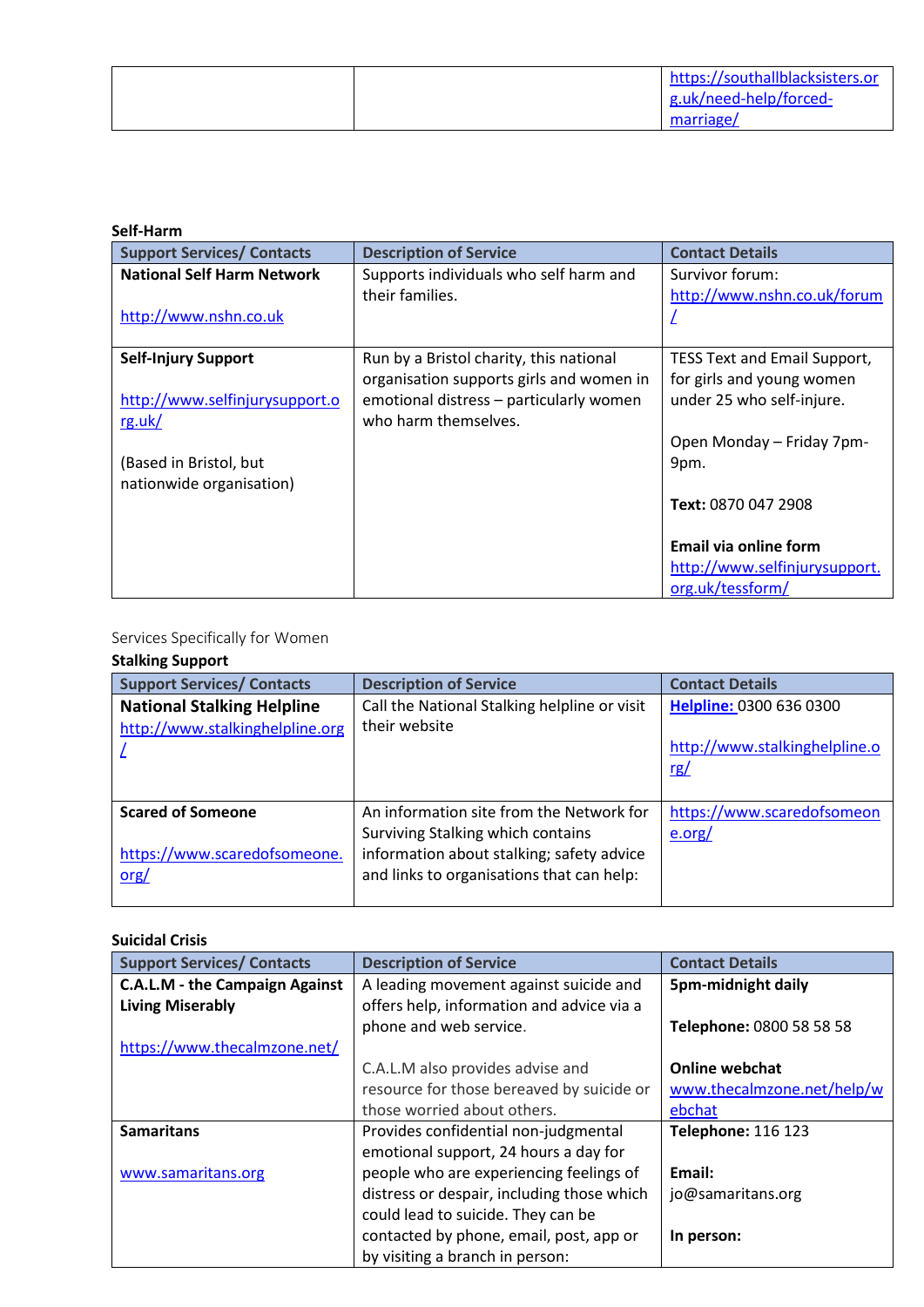| | | https://southallblacksisters.org.uk/need-help/forced-marriage/ |
|---|---|---|

**Self-Harm**

| Support Services/ Contacts | Description of Service | Contact Details |
|---|---|---|
| **National Self Harm Network**<br><br>http://www.nshn.co.uk | Supports individuals who self harm and their families. | Survivor forum: http://www.nshn.co.uk/forum/ |
| **Self-Injury Support**<br><br>http://www.selfinjurysupport.org.uk/<br><br>(Based in Bristol, but nationwide organisation) | Run by a Bristol charity, this national organisation supports girls and women in emotional distress – particularly women who harm themselves. | TESS Text and Email Support, for girls and young women under 25 who self-injure.<br><br>Open Monday – Friday 7pm-9pm.<br><br>**Text:** 0870 047 2908<br><br>**Email via online form** http://www.selfinjurysupport.org.uk/tessform/ |

Services Specifically for Women

**Stalking Support**

| Support Services/ Contacts | Description of Service | Contact Details |
|---|---|---|
| **National Stalking Helpline**<br>http://www.stalkinghelpline.org/ | Call the National Stalking helpline or visit their website | **Helpline:** 0300 636 0300<br><br>http://www.stalkinghelpline.org/ |
| **Scared of Someone**<br><br>https://www.scaredofsomeone.org/ | An information site from the Network for Surviving Stalking which contains information about stalking; safety advice and links to organisations that can help: | https://www.scaredofsomeone.org/ |

**Suicidal Crisis**

| Support Services/ Contacts | Description of Service | Contact Details |
|---|---|---|
| **C.A.L.M - the Campaign Against Living Miserably**<br><br>https://www.thecalmzone.net/ | A leading movement against suicide and offers help, information and advice via a phone and web service.<br><br>C.A.L.M also provides advise and resource for those bereaved by suicide or those worried about others. | **5pm-midnight daily**<br><br>**Telephone:** 0800 58 58 58<br><br>**Online webchat** www.thecalmzone.net/help/webchat |
| **Samaritans**<br><br>www.samaritans.org | Provides confidential non-judgmental emotional support, 24 hours a day for people who are experiencing feelings of distress or despair, including those which could lead to suicide. They can be contacted by phone, email, post, app or by visiting a branch in person: | **Telephone:** 116 123<br><br>**Email:** jo@samaritans.org<br><br>**In person:** |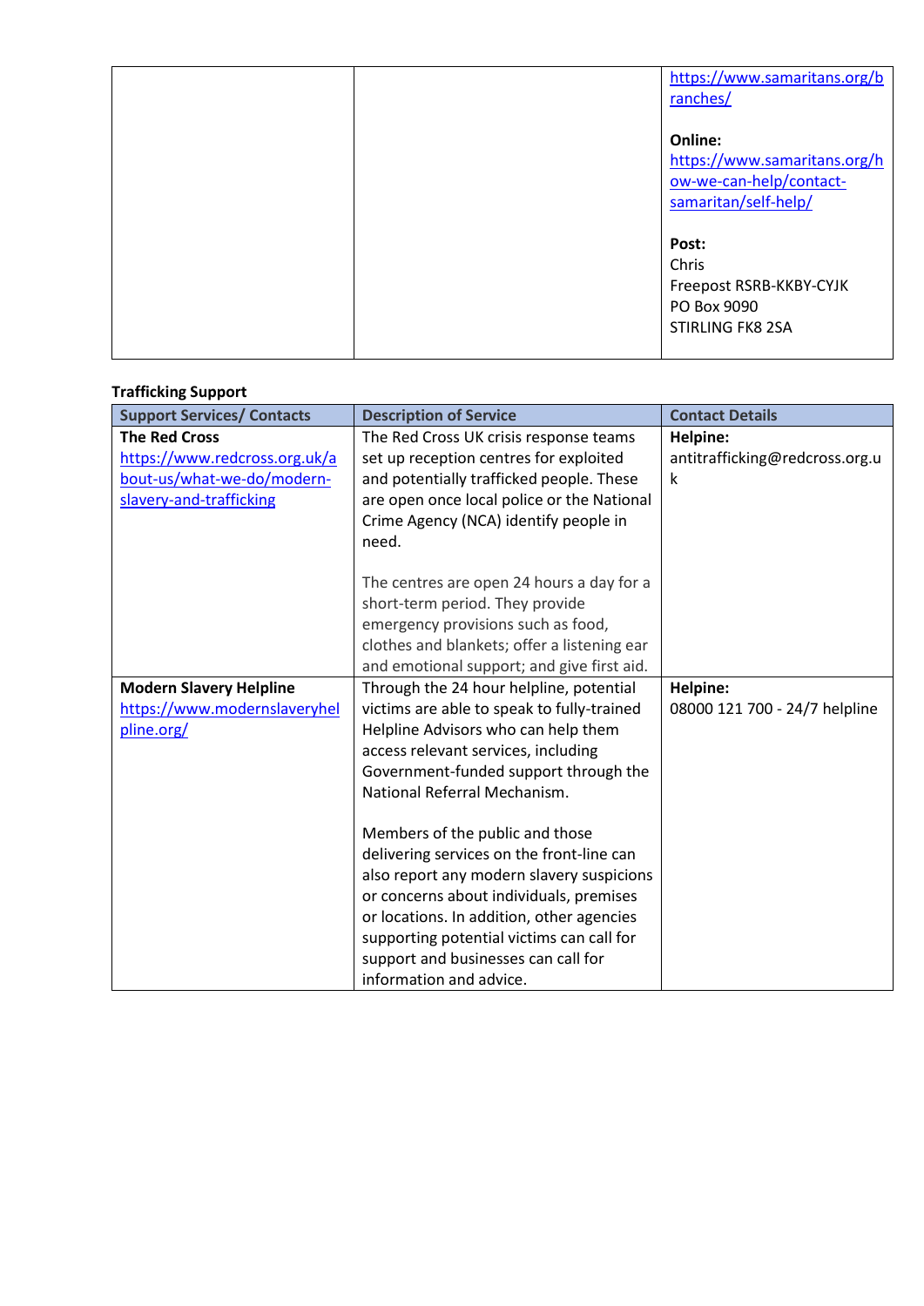| | | |
|---|---|---|
| | | https://www.samaritans.org/branches/<br><br>**Online:**<br>https://www.samaritans.org/how-we-can-help/contact-samaritan/self-help/<br><br>**Post:**<br>Chris<br>Freepost RSRB-KKBY-CYJK<br>PO Box 9090<br>STIRLING FK8 2SA |

**Trafficking Support**

| Support Services/ Contacts | Description of Service | Contact Details |
|---|---|---|
| **The Red Cross**<br>https://www.redcross.org.uk/about-us/what-we-do/modern-slavery-and-trafficking | The Red Cross UK crisis response teams set up reception centres for exploited and potentially trafficked people. These are open once local police or the National Crime Agency (NCA) identify people in need.<br><br>The centres are open 24 hours a day for a short-term period. They provide emergency provisions such as food, clothes and blankets; offer a listening ear and emotional support; and give first aid. | **Helpine:**<br>antitrafficking@redcross.org.uk |
| **Modern Slavery Helpline**<br>https://www.modernslaveryhelpline.org/ | Through the 24 hour helpline, potential victims are able to speak to fully-trained Helpline Advisors who can help them access relevant services, including Government-funded support through the National Referral Mechanism.<br><br>Members of the public and those delivering services on the front-line can also report any modern slavery suspicions or concerns about individuals, premises or locations. In addition, other agencies supporting potential victims can call for support and businesses can call for information and advice. | **Helpine:**<br>08000 121 700 - 24/7 helpline |